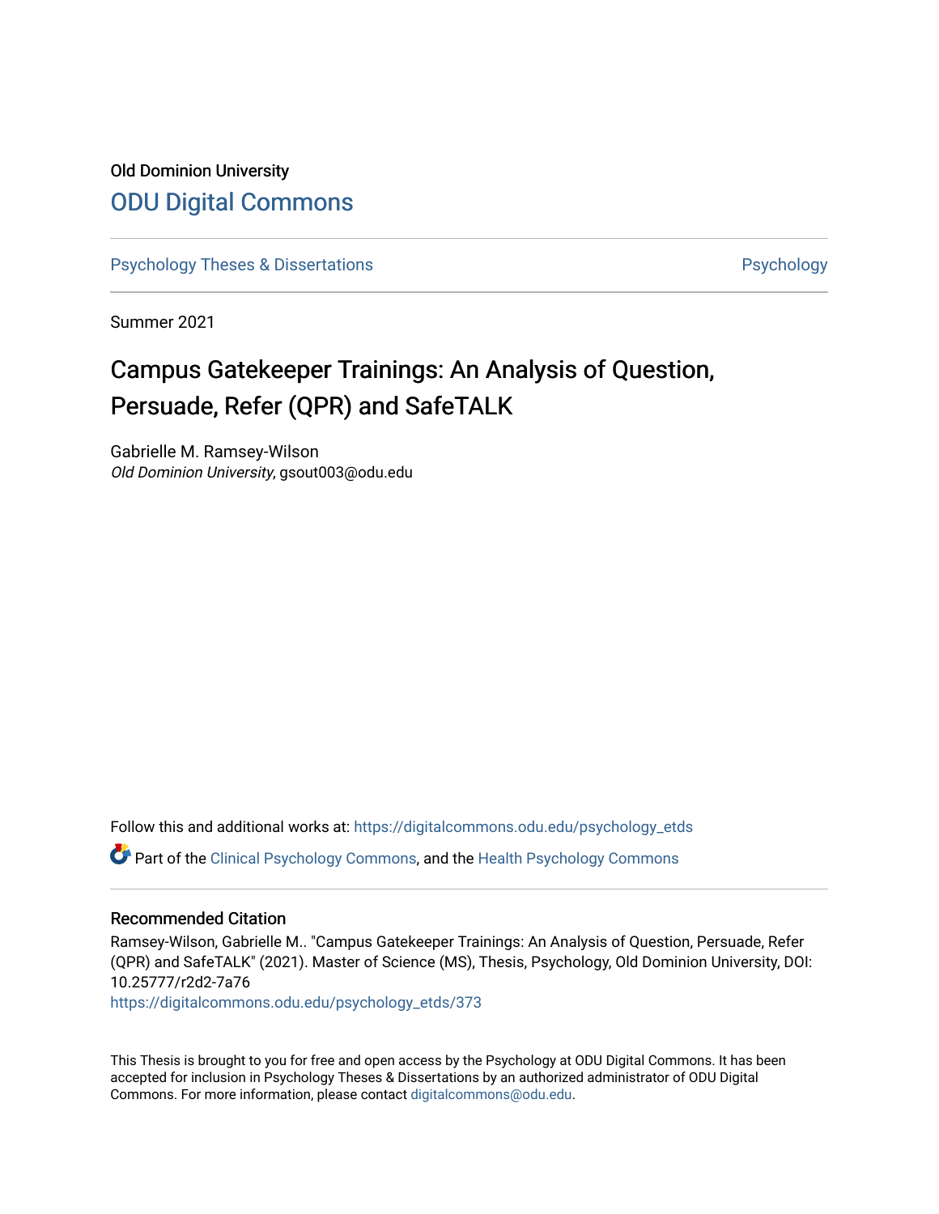Old Dominion University

# ODU Digital Commons

Psychology Theses & Dissertations | Psychology

Summer 2021

## Campus Gatekeeper Trainings: An Analysis of Question, Persuade, Refer (QPR) and SafeTALK

Gabrielle M. Ramsey-Wilson
*Old Dominion University*, gsout003@odu.edu

Follow this and additional works at: https://digitalcommons.odu.edu/psychology_etds

Part of the Clinical Psychology Commons, and the Health Psychology Commons

### Recommended Citation

Ramsey-Wilson, Gabrielle M.. "Campus Gatekeeper Trainings: An Analysis of Question, Persuade, Refer (QPR) and SafeTALK" (2021). Master of Science (MS), Thesis, Psychology, Old Dominion University, DOI: 10.25777/r2d2-7a76
https://digitalcommons.odu.edu/psychology_etds/373

This Thesis is brought to you for free and open access by the Psychology at ODU Digital Commons. It has been accepted for inclusion in Psychology Theses & Dissertations by an authorized administrator of ODU Digital Commons. For more information, please contact digitalcommons@odu.edu.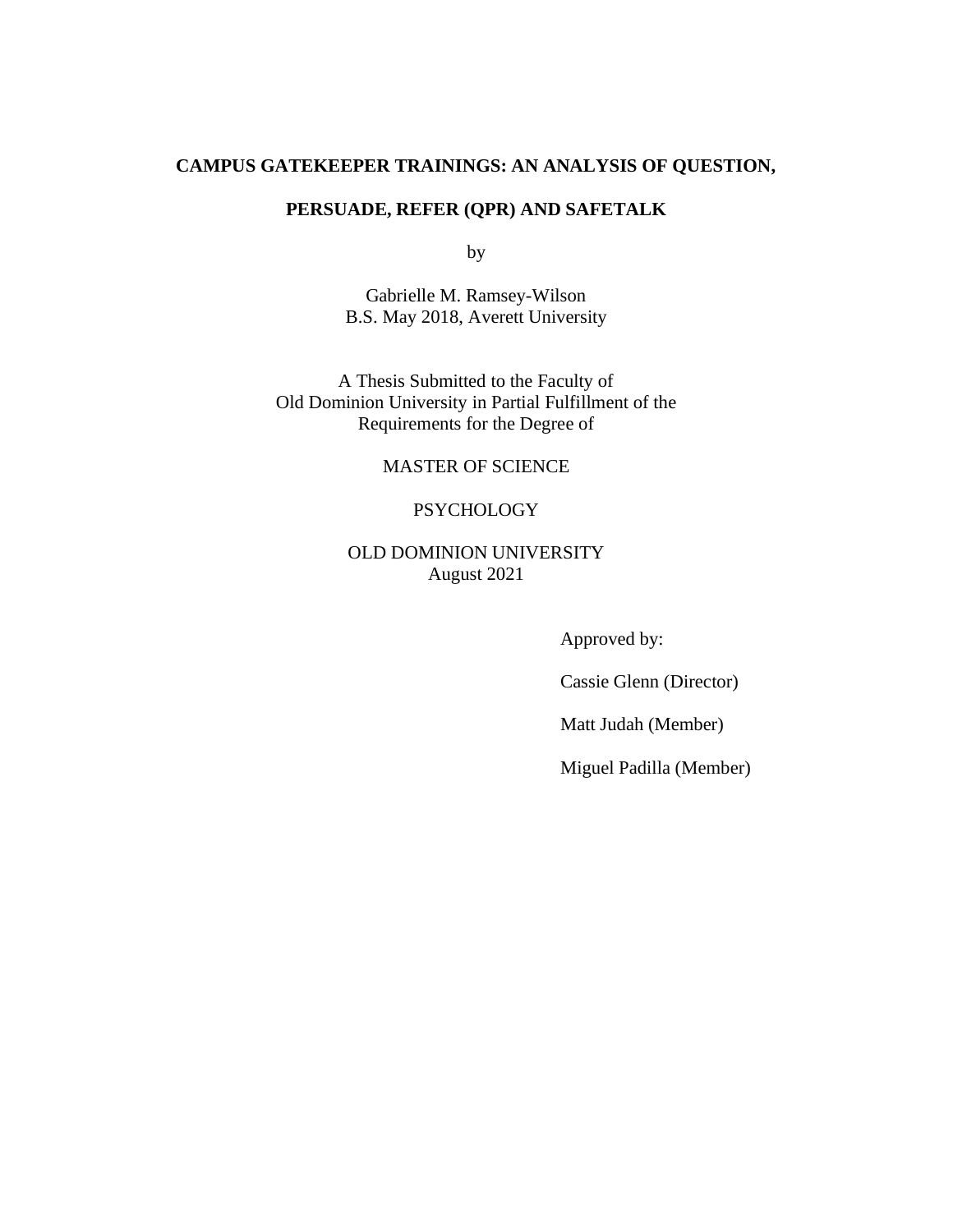**CAMPUS GATEKEEPER TRAININGS: AN ANALYSIS OF QUESTION, PERSUADE, REFER (QPR) AND SAFETALK**

by

Gabrielle M. Ramsey-Wilson
B.S. May 2018, Averett University

A Thesis Submitted to the Faculty of
Old Dominion University in Partial Fulfillment of the
Requirements for the Degree of

MASTER OF SCIENCE

PSYCHOLOGY

OLD DOMINION UNIVERSITY
August 2021

Approved by:

Cassie Glenn (Director)

Matt Judah (Member)

Miguel Padilla (Member)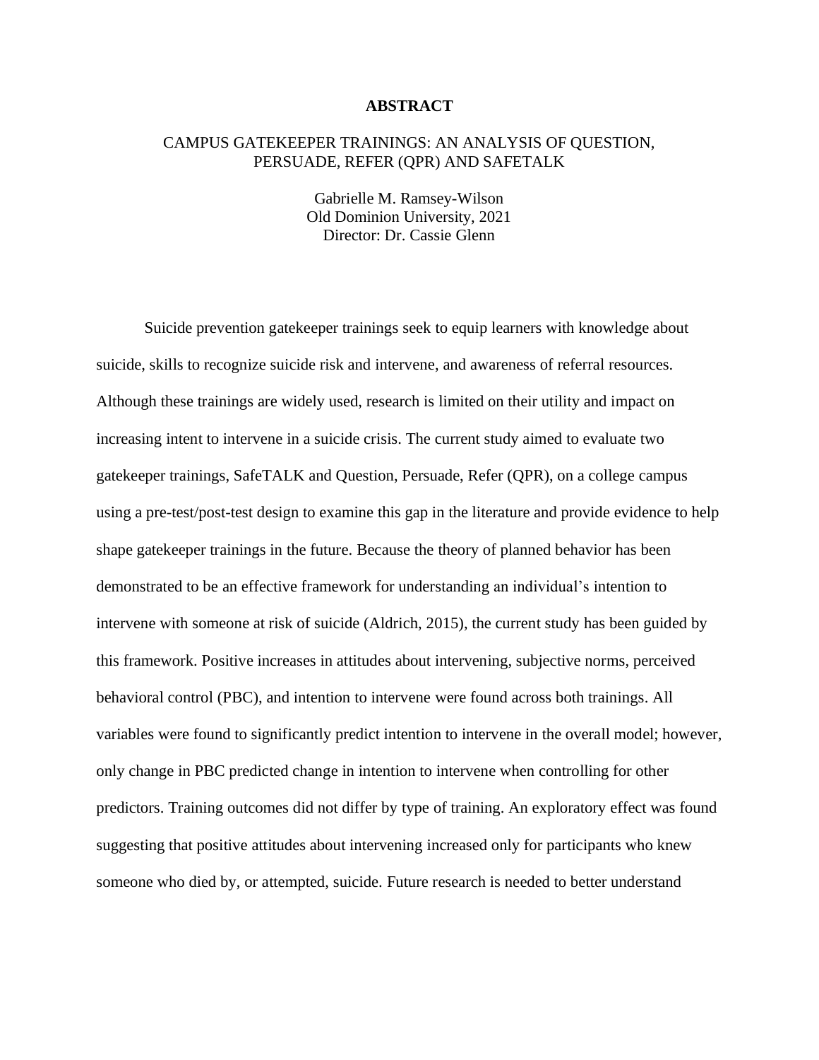# ABSTRACT

## CAMPUS GATEKEEPER TRAININGS: AN ANALYSIS OF QUESTION, PERSUADE, REFER (QPR) AND SAFETALK

Gabrielle M. Ramsey-Wilson
Old Dominion University, 2021
Director: Dr. Cassie Glenn

Suicide prevention gatekeeper trainings seek to equip learners with knowledge about suicide, skills to recognize suicide risk and intervene, and awareness of referral resources. Although these trainings are widely used, research is limited on their utility and impact on increasing intent to intervene in a suicide crisis. The current study aimed to evaluate two gatekeeper trainings, SafeTALK and Question, Persuade, Refer (QPR), on a college campus using a pre-test/post-test design to examine this gap in the literature and provide evidence to help shape gatekeeper trainings in the future. Because the theory of planned behavior has been demonstrated to be an effective framework for understanding an individual's intention to intervene with someone at risk of suicide (Aldrich, 2015), the current study has been guided by this framework. Positive increases in attitudes about intervening, subjective norms, perceived behavioral control (PBC), and intention to intervene were found across both trainings. All variables were found to significantly predict intention to intervene in the overall model; however, only change in PBC predicted change in intention to intervene when controlling for other predictors. Training outcomes did not differ by type of training. An exploratory effect was found suggesting that positive attitudes about intervening increased only for participants who knew someone who died by, or attempted, suicide. Future research is needed to better understand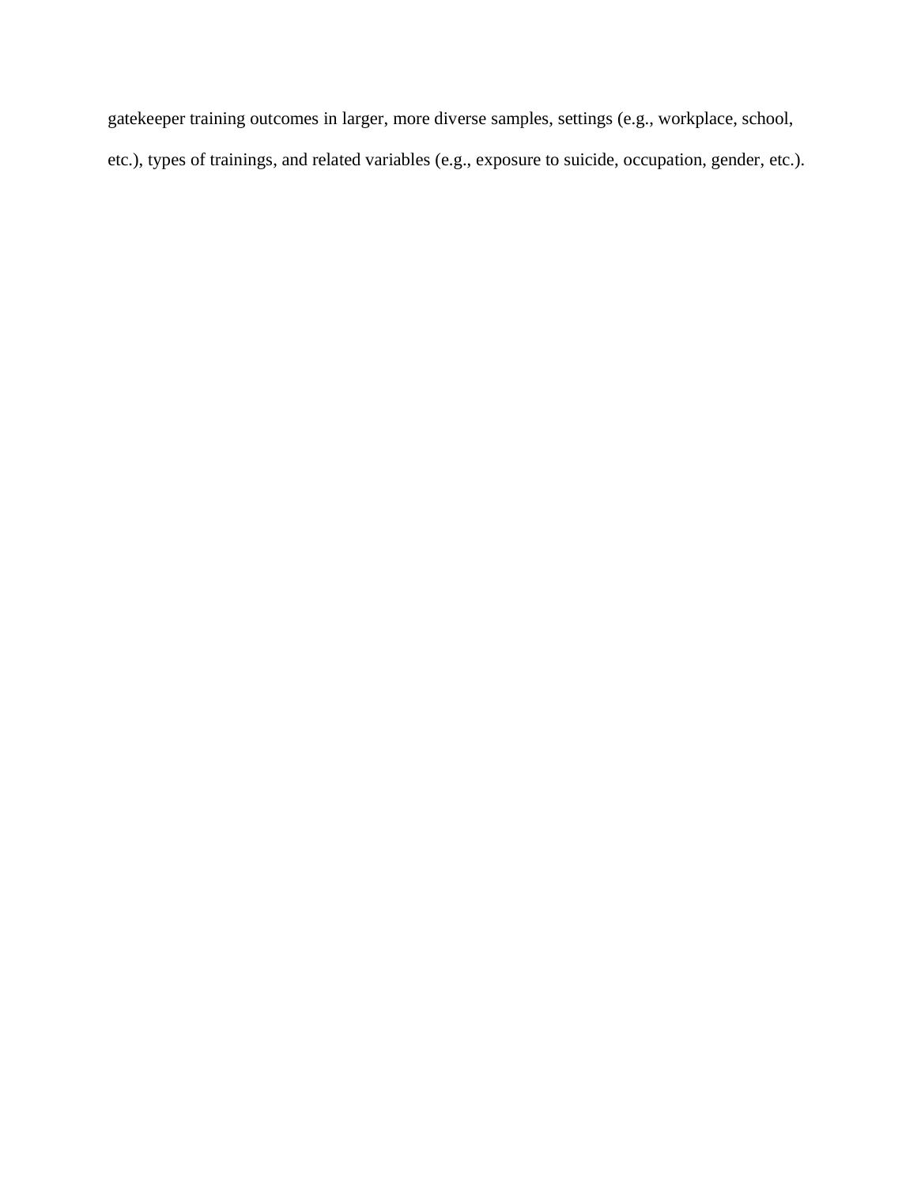gatekeeper training outcomes in larger, more diverse samples, settings (e.g., workplace, school, etc.), types of trainings, and related variables (e.g., exposure to suicide, occupation, gender, etc.).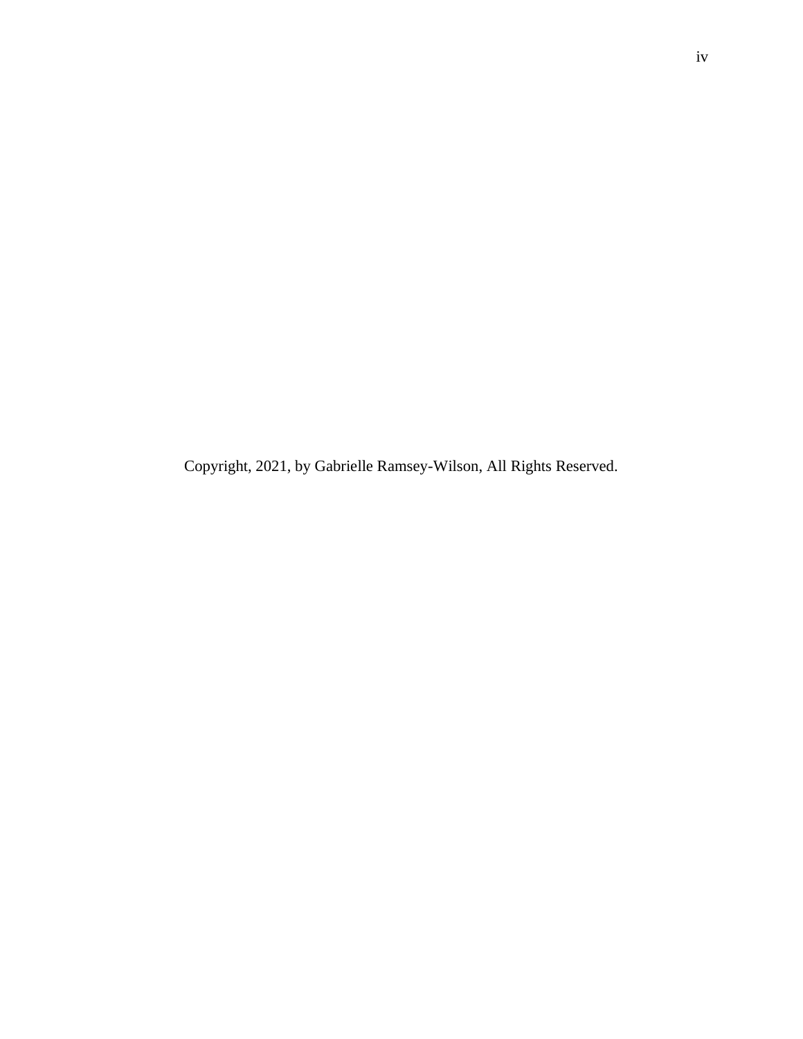Copyright, 2021, by Gabrielle Ramsey-Wilson, All Rights Reserved.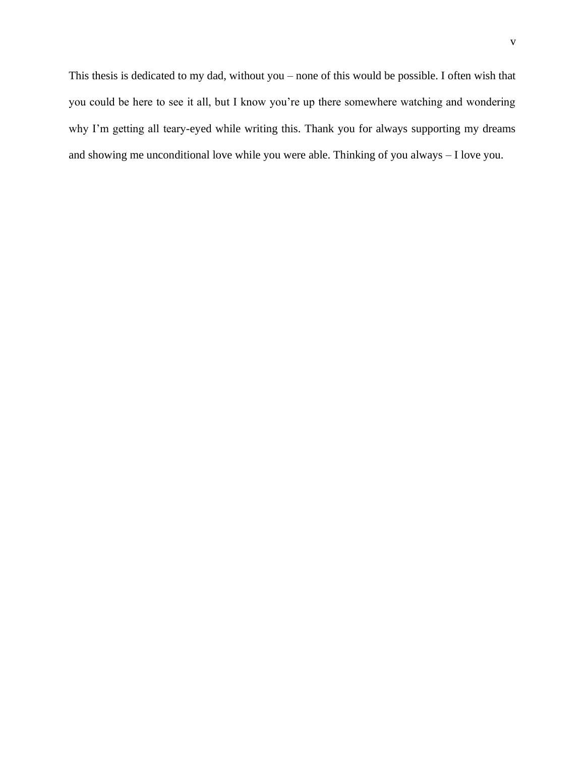This thesis is dedicated to my dad, without you – none of this would be possible. I often wish that you could be here to see it all, but I know you're up there somewhere watching and wondering why I'm getting all teary-eyed while writing this. Thank you for always supporting my dreams and showing me unconditional love while you were able. Thinking of you always – I love you.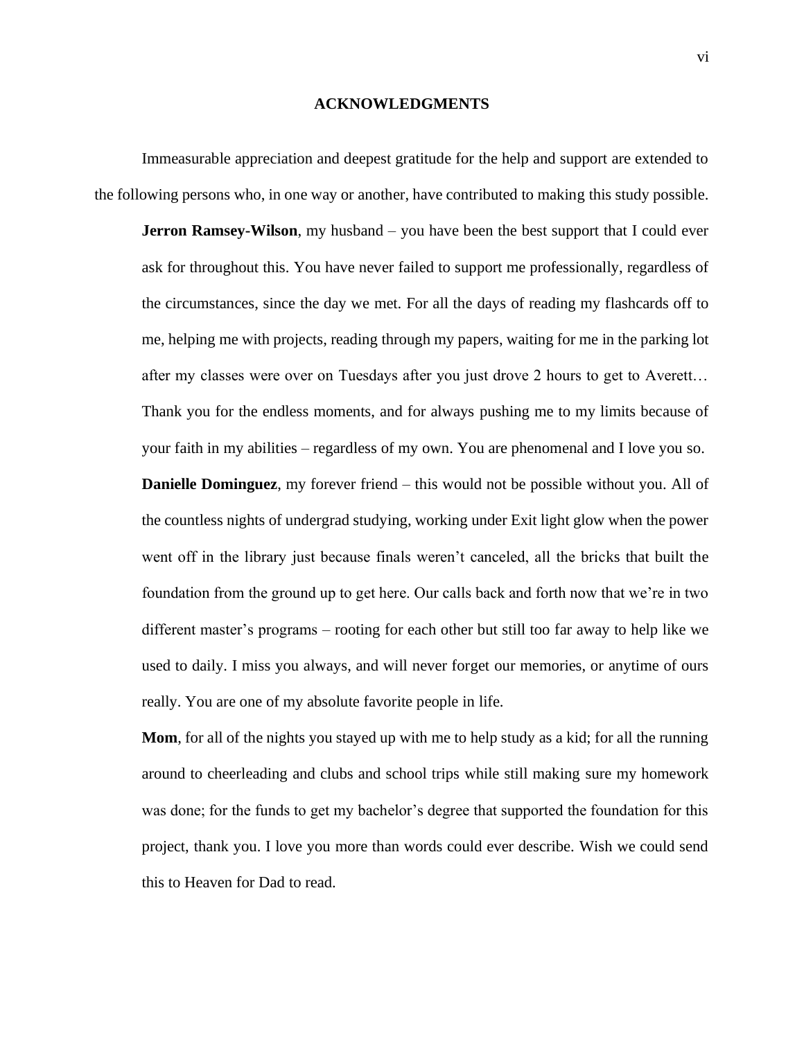# ACKNOWLEDGMENTS

Immeasurable appreciation and deepest gratitude for the help and support are extended to the following persons who, in one way or another, have contributed to making this study possible.

**Jerron Ramsey-Wilson**, my husband – you have been the best support that I could ever ask for throughout this. You have never failed to support me professionally, regardless of the circumstances, since the day we met. For all the days of reading my flashcards off to me, helping me with projects, reading through my papers, waiting for me in the parking lot after my classes were over on Tuesdays after you just drove 2 hours to get to Averett… Thank you for the endless moments, and for always pushing me to my limits because of your faith in my abilities – regardless of my own. You are phenomenal and I love you so.

**Danielle Dominguez**, my forever friend – this would not be possible without you. All of the countless nights of undergrad studying, working under Exit light glow when the power went off in the library just because finals weren't canceled, all the bricks that built the foundation from the ground up to get here. Our calls back and forth now that we're in two different master's programs – rooting for each other but still too far away to help like we used to daily. I miss you always, and will never forget our memories, or anytime of ours really. You are one of my absolute favorite people in life.

**Mom**, for all of the nights you stayed up with me to help study as a kid; for all the running around to cheerleading and clubs and school trips while still making sure my homework was done; for the funds to get my bachelor's degree that supported the foundation for this project, thank you. I love you more than words could ever describe. Wish we could send this to Heaven for Dad to read.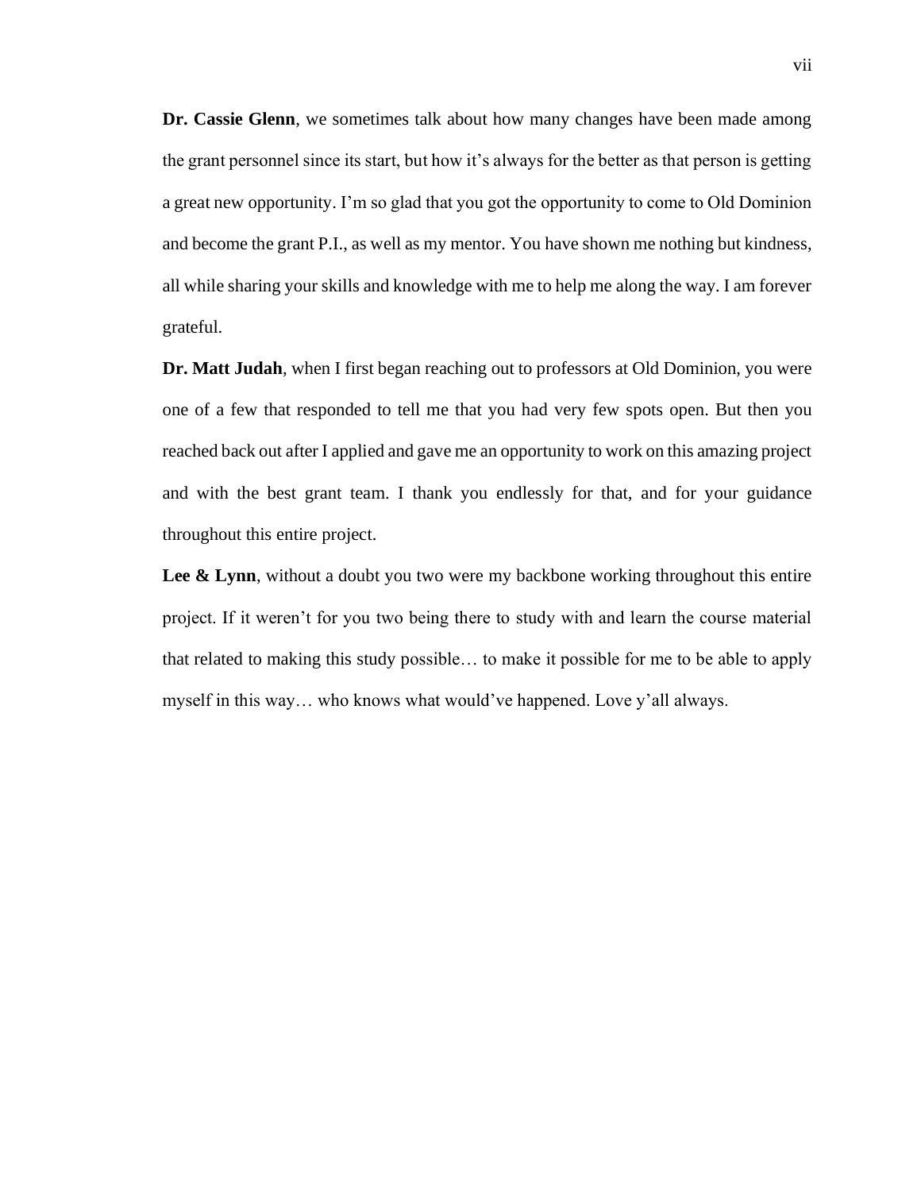**Dr. Cassie Glenn**, we sometimes talk about how many changes have been made among the grant personnel since its start, but how it's always for the better as that person is getting a great new opportunity. I'm so glad that you got the opportunity to come to Old Dominion and become the grant P.I., as well as my mentor. You have shown me nothing but kindness, all while sharing your skills and knowledge with me to help me along the way. I am forever grateful.

**Dr. Matt Judah**, when I first began reaching out to professors at Old Dominion, you were one of a few that responded to tell me that you had very few spots open. But then you reached back out after I applied and gave me an opportunity to work on this amazing project and with the best grant team. I thank you endlessly for that, and for your guidance throughout this entire project.

**Lee & Lynn**, without a doubt you two were my backbone working throughout this entire project. If it weren't for you two being there to study with and learn the course material that related to making this study possible… to make it possible for me to be able to apply myself in this way… who knows what would've happened. Love y'all always.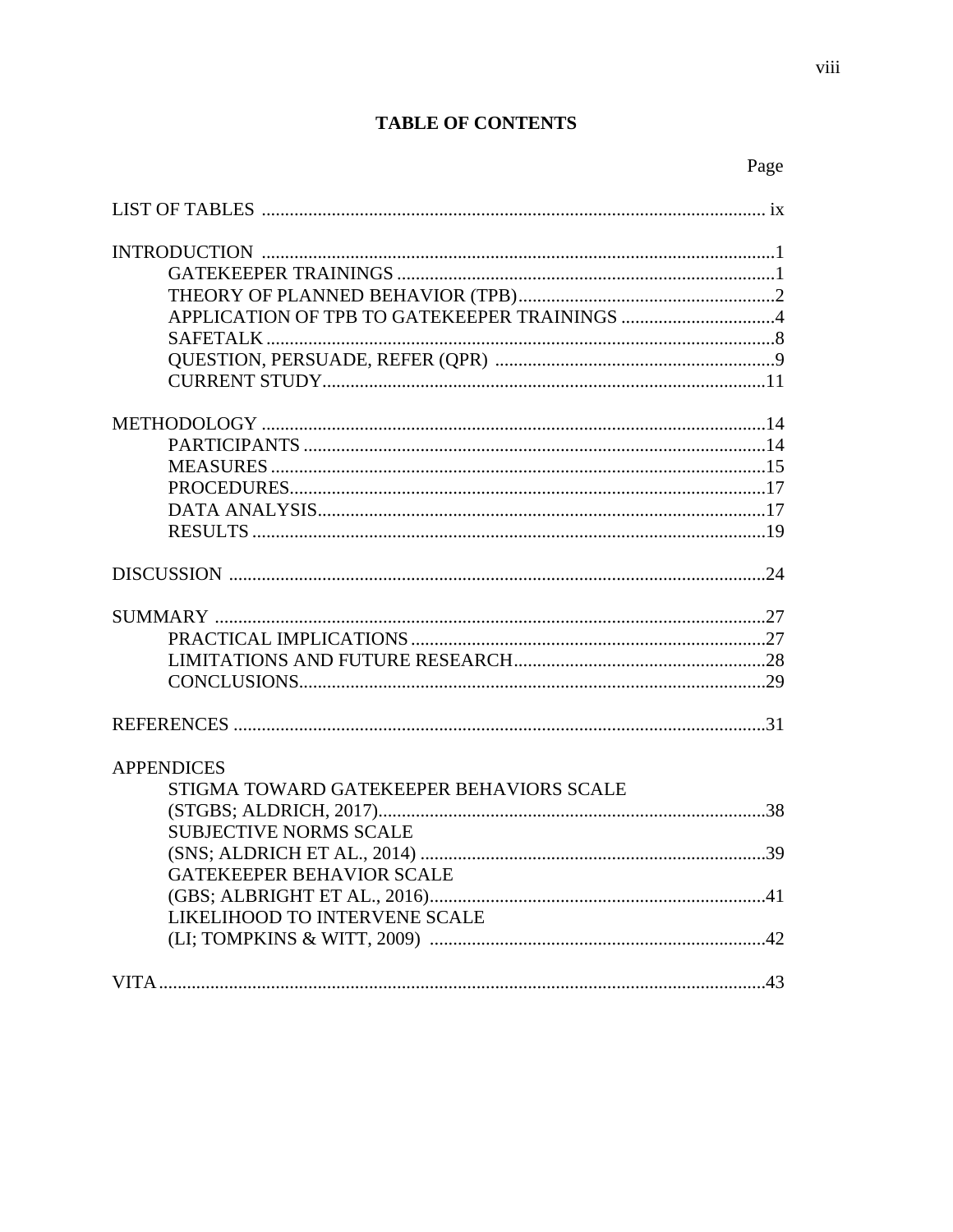# TABLE OF CONTENTS

| | Page |
|---|---|
| LIST OF TABLES | ix |
| INTRODUCTION | 1 |
| GATEKEEPER TRAININGS | 1 |
| THEORY OF PLANNED BEHAVIOR (TPB) | 2 |
| APPLICATION OF TPB TO GATEKEEPER TRAININGS | 4 |
| SAFETALK | 8 |
| QUESTION, PERSUADE, REFER (QPR) | 9 |
| CURRENT STUDY | 11 |
| METHODOLOGY | 14 |
| PARTICIPANTS | 14 |
| MEASURES | 15 |
| PROCEDURES | 17 |
| DATA ANALYSIS | 17 |
| RESULTS | 19 |
| DISCUSSION | 24 |
| SUMMARY | 27 |
| PRACTICAL IMPLICATIONS | 27 |
| LIMITATIONS AND FUTURE RESEARCH | 28 |
| CONCLUSIONS | 29 |
| REFERENCES | 31 |
| APPENDICES | |
| STIGMA TOWARD GATEKEEPER BEHAVIORS SCALE (STGBS; ALDRICH, 2017) | 38 |
| SUBJECTIVE NORMS SCALE (SNS; ALDRICH ET AL., 2014) | 39 |
| GATEKEEPER BEHAVIOR SCALE (GBS; ALBRIGHT ET AL., 2016) | 41 |
| LIKELIHOOD TO INTERVENE SCALE (LI; TOMPKINS & WITT, 2009) | 42 |
| VITA | 43 |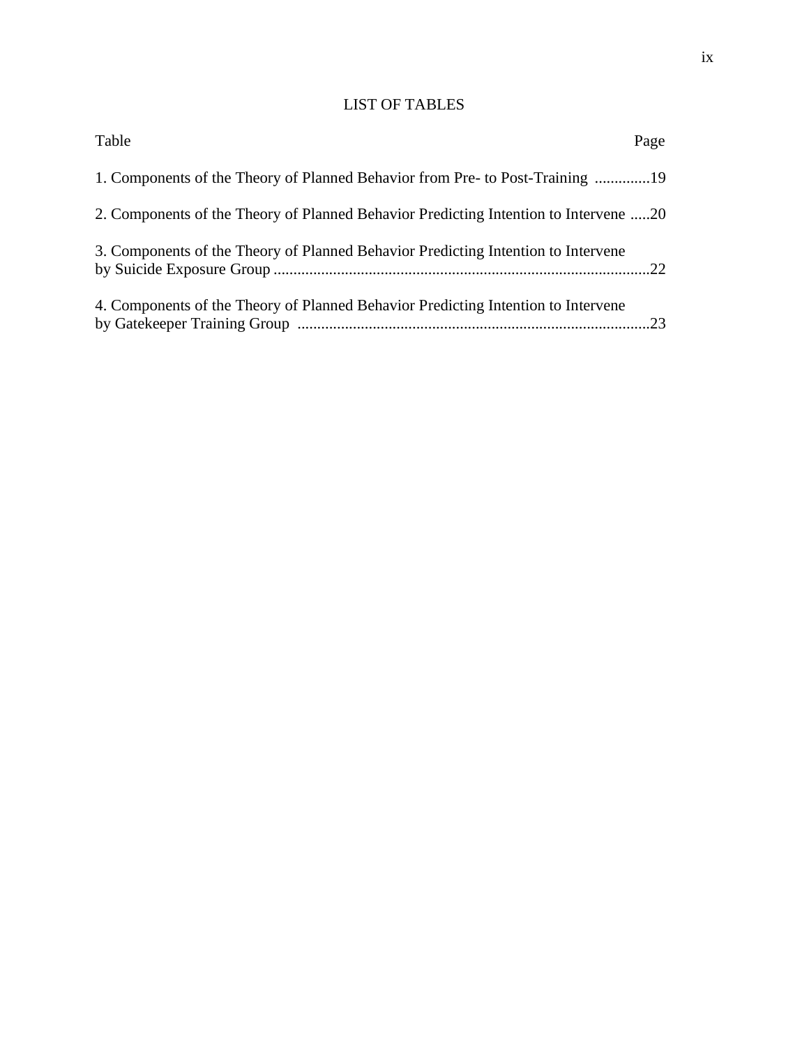# LIST OF TABLES

Table | Page
--- | ---
1. Components of the Theory of Planned Behavior from Pre- to Post-Training | 19
2. Components of the Theory of Planned Behavior Predicting Intention to Intervene | 20
3. Components of the Theory of Planned Behavior Predicting Intention to Intervene by Suicide Exposure Group | 22
4. Components of the Theory of Planned Behavior Predicting Intention to Intervene by Gatekeeper Training Group | 23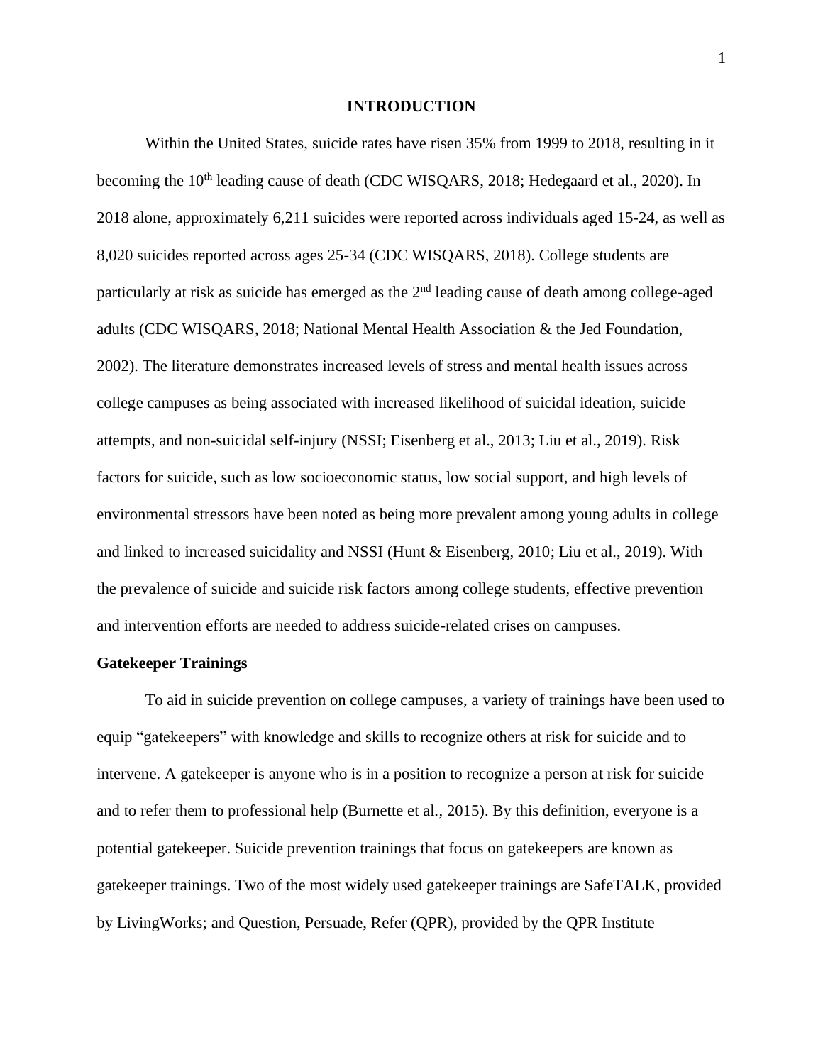# INTRODUCTION

Within the United States, suicide rates have risen 35% from 1999 to 2018, resulting in it becoming the 10th leading cause of death (CDC WISQARS, 2018; Hedegaard et al., 2020). In 2018 alone, approximately 6,211 suicides were reported across individuals aged 15-24, as well as 8,020 suicides reported across ages 25-34 (CDC WISQARS, 2018). College students are particularly at risk as suicide has emerged as the 2nd leading cause of death among college-aged adults (CDC WISQARS, 2018; National Mental Health Association & the Jed Foundation, 2002). The literature demonstrates increased levels of stress and mental health issues across college campuses as being associated with increased likelihood of suicidal ideation, suicide attempts, and non-suicidal self-injury (NSSI; Eisenberg et al., 2013; Liu et al., 2019). Risk factors for suicide, such as low socioeconomic status, low social support, and high levels of environmental stressors have been noted as being more prevalent among young adults in college and linked to increased suicidality and NSSI (Hunt & Eisenberg, 2010; Liu et al., 2019). With the prevalence of suicide and suicide risk factors among college students, effective prevention and intervention efforts are needed to address suicide-related crises on campuses.

## Gatekeeper Trainings

To aid in suicide prevention on college campuses, a variety of trainings have been used to equip "gatekeepers" with knowledge and skills to recognize others at risk for suicide and to intervene. A gatekeeper is anyone who is in a position to recognize a person at risk for suicide and to refer them to professional help (Burnette et al., 2015). By this definition, everyone is a potential gatekeeper. Suicide prevention trainings that focus on gatekeepers are known as gatekeeper trainings. Two of the most widely used gatekeeper trainings are SafeTALK, provided by LivingWorks; and Question, Persuade, Refer (QPR), provided by the QPR Institute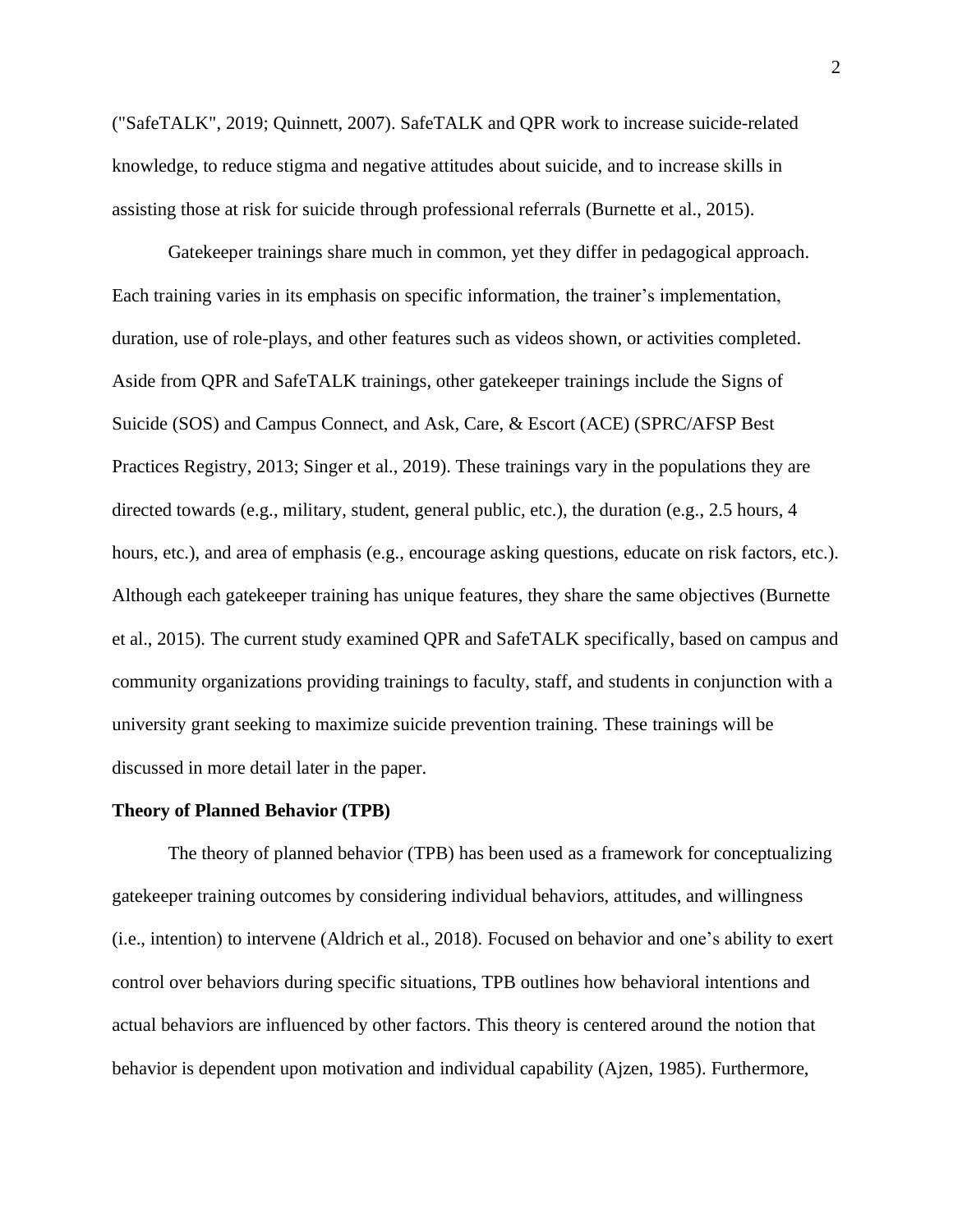("SafeTALK", 2019; Quinnett, 2007). SafeTALK and QPR work to increase suicide-related knowledge, to reduce stigma and negative attitudes about suicide, and to increase skills in assisting those at risk for suicide through professional referrals (Burnette et al., 2015).

Gatekeeper trainings share much in common, yet they differ in pedagogical approach. Each training varies in its emphasis on specific information, the trainer's implementation, duration, use of role-plays, and other features such as videos shown, or activities completed. Aside from QPR and SafeTALK trainings, other gatekeeper trainings include the Signs of Suicide (SOS) and Campus Connect, and Ask, Care, & Escort (ACE) (SPRC/AFSP Best Practices Registry, 2013; Singer et al., 2019). These trainings vary in the populations they are directed towards (e.g., military, student, general public, etc.), the duration (e.g., 2.5 hours, 4 hours, etc.), and area of emphasis (e.g., encourage asking questions, educate on risk factors, etc.). Although each gatekeeper training has unique features, they share the same objectives (Burnette et al., 2015). The current study examined QPR and SafeTALK specifically, based on campus and community organizations providing trainings to faculty, staff, and students in conjunction with a university grant seeking to maximize suicide prevention training. These trainings will be discussed in more detail later in the paper.

**Theory of Planned Behavior (TPB)**

The theory of planned behavior (TPB) has been used as a framework for conceptualizing gatekeeper training outcomes by considering individual behaviors, attitudes, and willingness (i.e., intention) to intervene (Aldrich et al., 2018). Focused on behavior and one's ability to exert control over behaviors during specific situations, TPB outlines how behavioral intentions and actual behaviors are influenced by other factors. This theory is centered around the notion that behavior is dependent upon motivation and individual capability (Ajzen, 1985). Furthermore,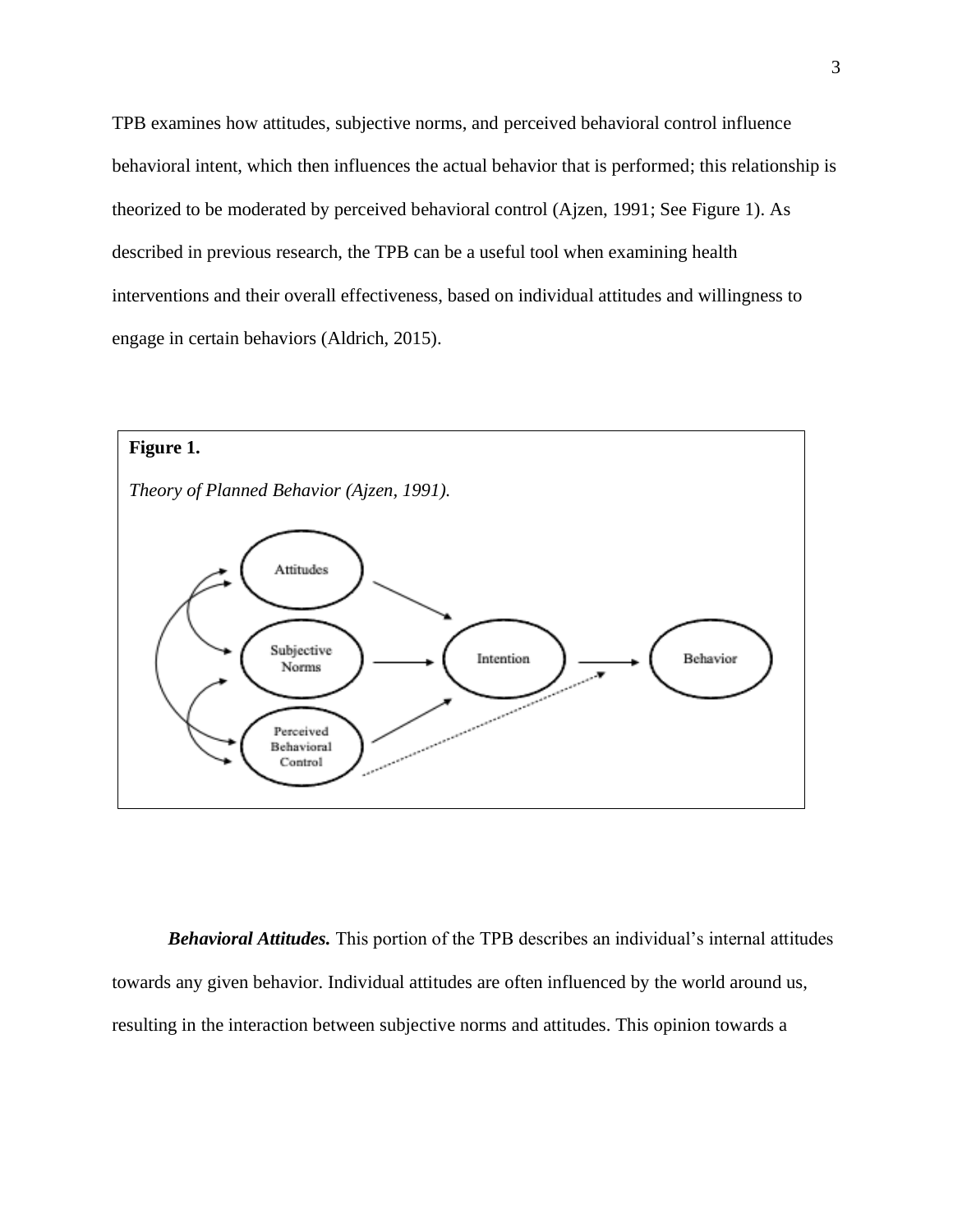TPB examines how attitudes, subjective norms, and perceived behavioral control influence behavioral intent, which then influences the actual behavior that is performed; this relationship is theorized to be moderated by perceived behavioral control (Ajzen, 1991; See Figure 1). As described in previous research, the TPB can be a useful tool when examining health interventions and their overall effectiveness, based on individual attitudes and willingness to engage in certain behaviors (Aldrich, 2015).

**Figure 1.**

*Theory of Planned Behavior (Ajzen, 1991).*

***Behavioral Attitudes.*** This portion of the TPB describes an individual's internal attitudes towards any given behavior. Individual attitudes are often influenced by the world around us, resulting in the interaction between subjective norms and attitudes. This opinion towards a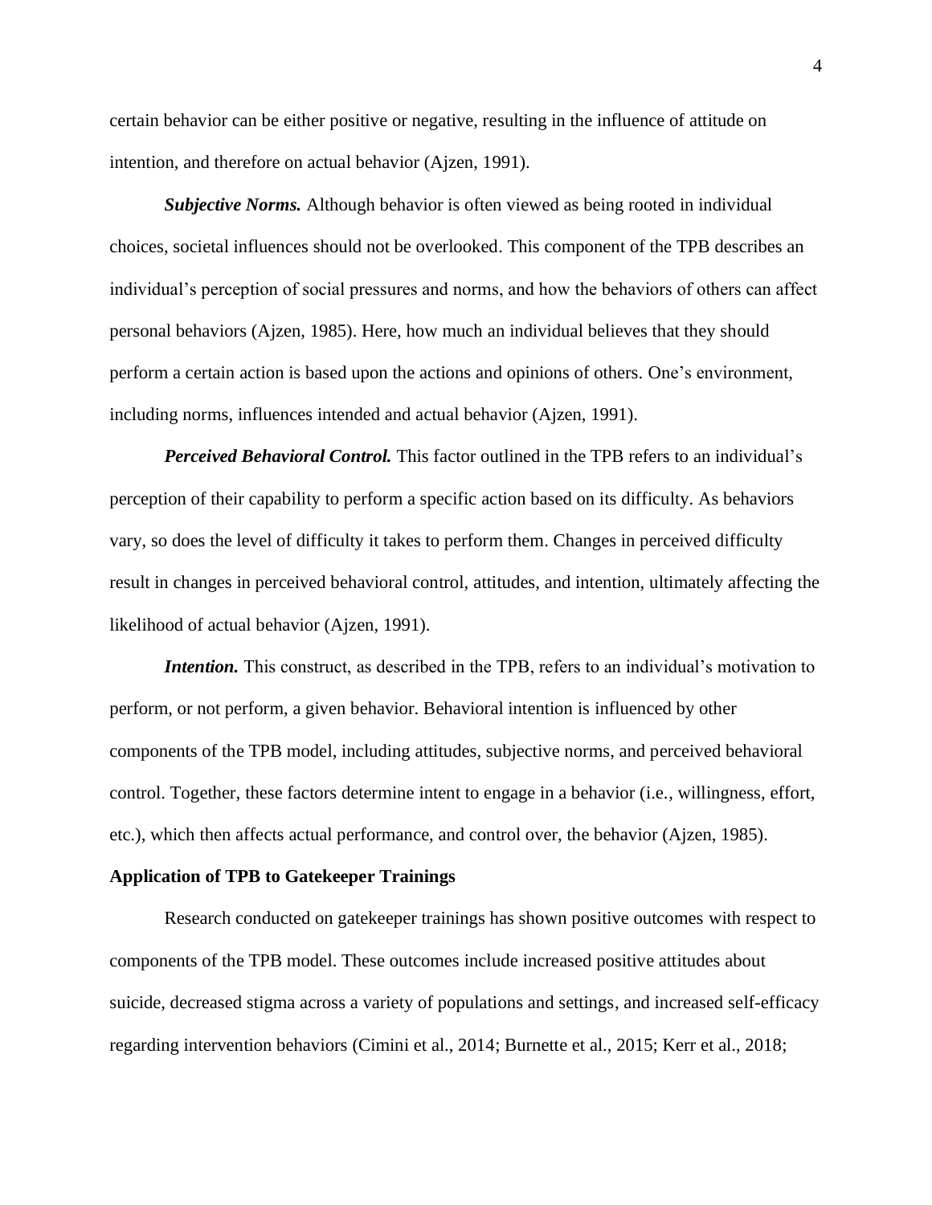certain behavior can be either positive or negative, resulting in the influence of attitude on intention, and therefore on actual behavior (Ajzen, 1991).

***Subjective Norms.*** Although behavior is often viewed as being rooted in individual choices, societal influences should not be overlooked. This component of the TPB describes an individual's perception of social pressures and norms, and how the behaviors of others can affect personal behaviors (Ajzen, 1985). Here, how much an individual believes that they should perform a certain action is based upon the actions and opinions of others. One's environment, including norms, influences intended and actual behavior (Ajzen, 1991).

***Perceived Behavioral Control.*** This factor outlined in the TPB refers to an individual's perception of their capability to perform a specific action based on its difficulty. As behaviors vary, so does the level of difficulty it takes to perform them. Changes in perceived difficulty result in changes in perceived behavioral control, attitudes, and intention, ultimately affecting the likelihood of actual behavior (Ajzen, 1991).

***Intention.*** This construct, as described in the TPB, refers to an individual's motivation to perform, or not perform, a given behavior. Behavioral intention is influenced by other components of the TPB model, including attitudes, subjective norms, and perceived behavioral control. Together, these factors determine intent to engage in a behavior (i.e., willingness, effort, etc.), which then affects actual performance, and control over, the behavior (Ajzen, 1985).

**Application of TPB to Gatekeeper Trainings**

Research conducted on gatekeeper trainings has shown positive outcomes with respect to components of the TPB model. These outcomes include increased positive attitudes about suicide, decreased stigma across a variety of populations and settings, and increased self-efficacy regarding intervention behaviors (Cimini et al., 2014; Burnette et al., 2015; Kerr et al., 2018;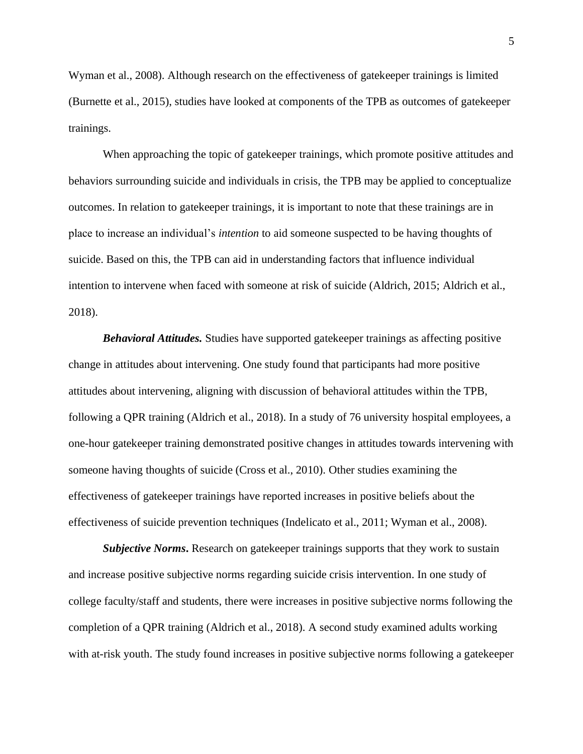Wyman et al., 2008). Although research on the effectiveness of gatekeeper trainings is limited (Burnette et al., 2015), studies have looked at components of the TPB as outcomes of gatekeeper trainings.

When approaching the topic of gatekeeper trainings, which promote positive attitudes and behaviors surrounding suicide and individuals in crisis, the TPB may be applied to conceptualize outcomes. In relation to gatekeeper trainings, it is important to note that these trainings are in place to increase an individual's *intention* to aid someone suspected to be having thoughts of suicide. Based on this, the TPB can aid in understanding factors that influence individual intention to intervene when faced with someone at risk of suicide (Aldrich, 2015; Aldrich et al., 2018).

***Behavioral Attitudes.*** Studies have supported gatekeeper trainings as affecting positive change in attitudes about intervening. One study found that participants had more positive attitudes about intervening, aligning with discussion of behavioral attitudes within the TPB, following a QPR training (Aldrich et al., 2018). In a study of 76 university hospital employees, a one-hour gatekeeper training demonstrated positive changes in attitudes towards intervening with someone having thoughts of suicide (Cross et al., 2010). Other studies examining the effectiveness of gatekeeper trainings have reported increases in positive beliefs about the effectiveness of suicide prevention techniques (Indelicato et al., 2011; Wyman et al., 2008).

***Subjective Norms*****.** Research on gatekeeper trainings supports that they work to sustain and increase positive subjective norms regarding suicide crisis intervention. In one study of college faculty/staff and students, there were increases in positive subjective norms following the completion of a QPR training (Aldrich et al., 2018). A second study examined adults working with at-risk youth. The study found increases in positive subjective norms following a gatekeeper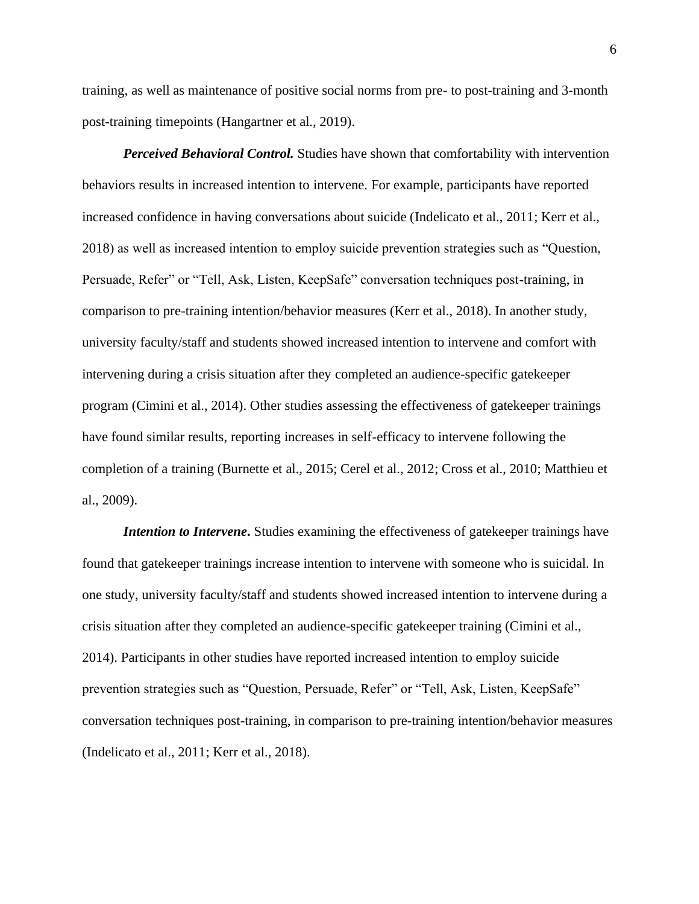training, as well as maintenance of positive social norms from pre- to post-training and 3-month post-training timepoints (Hangartner et al., 2019).

***Perceived Behavioral Control.*** Studies have shown that comfortability with intervention behaviors results in increased intention to intervene. For example, participants have reported increased confidence in having conversations about suicide (Indelicato et al., 2011; Kerr et al., 2018) as well as increased intention to employ suicide prevention strategies such as "Question, Persuade, Refer" or "Tell, Ask, Listen, KeepSafe" conversation techniques post-training, in comparison to pre-training intention/behavior measures (Kerr et al., 2018). In another study, university faculty/staff and students showed increased intention to intervene and comfort with intervening during a crisis situation after they completed an audience-specific gatekeeper program (Cimini et al., 2014). Other studies assessing the effectiveness of gatekeeper trainings have found similar results, reporting increases in self-efficacy to intervene following the completion of a training (Burnette et al., 2015; Cerel et al., 2012; Cross et al., 2010; Matthieu et al., 2009).

***Intention to Intervene*.** Studies examining the effectiveness of gatekeeper trainings have found that gatekeeper trainings increase intention to intervene with someone who is suicidal. In one study, university faculty/staff and students showed increased intention to intervene during a crisis situation after they completed an audience-specific gatekeeper training (Cimini et al., 2014). Participants in other studies have reported increased intention to employ suicide prevention strategies such as "Question, Persuade, Refer" or "Tell, Ask, Listen, KeepSafe" conversation techniques post-training, in comparison to pre-training intention/behavior measures (Indelicato et al., 2011; Kerr et al., 2018).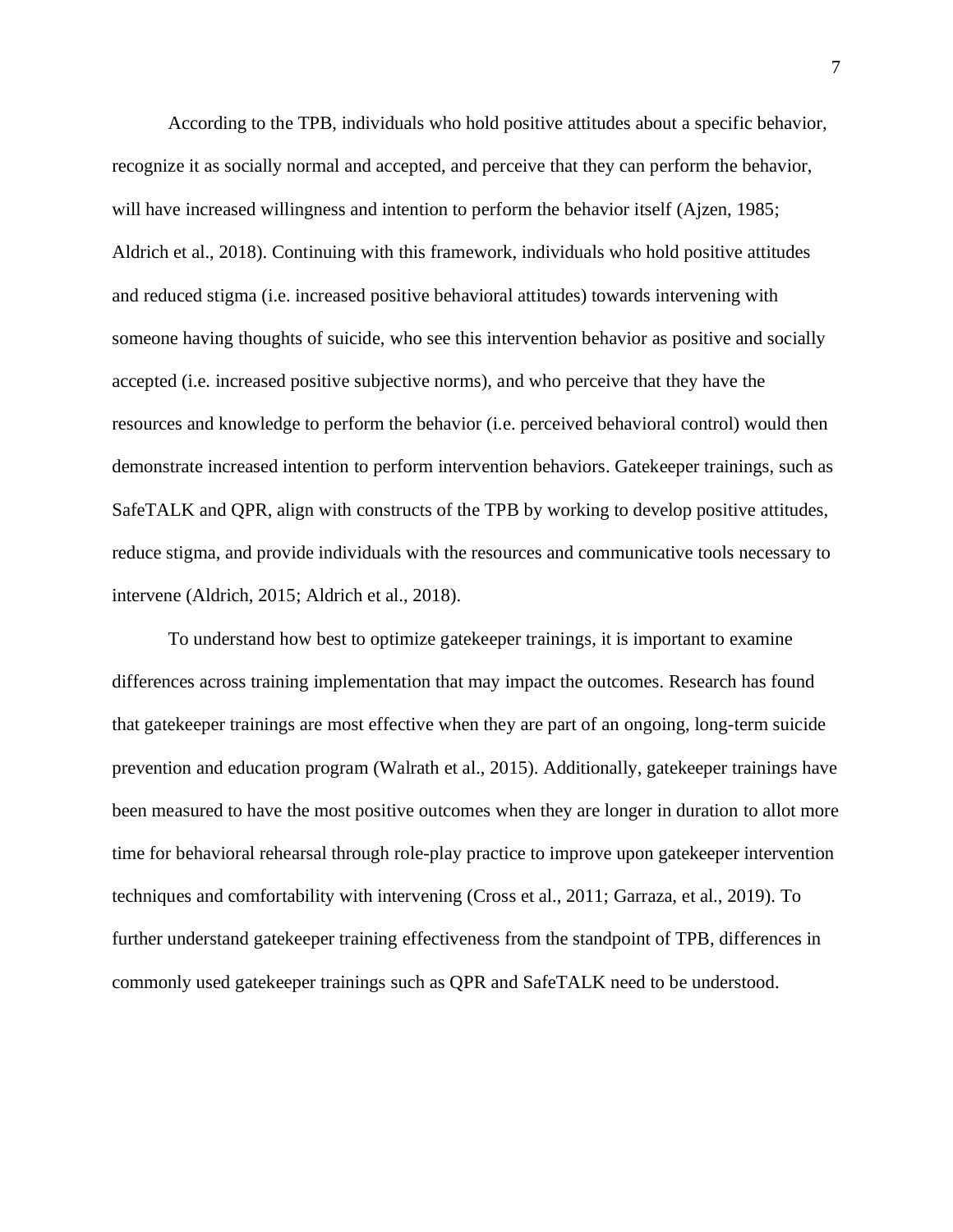According to the TPB, individuals who hold positive attitudes about a specific behavior, recognize it as socially normal and accepted, and perceive that they can perform the behavior, will have increased willingness and intention to perform the behavior itself (Ajzen, 1985; Aldrich et al., 2018). Continuing with this framework, individuals who hold positive attitudes and reduced stigma (i.e. increased positive behavioral attitudes) towards intervening with someone having thoughts of suicide, who see this intervention behavior as positive and socially accepted (i.e. increased positive subjective norms), and who perceive that they have the resources and knowledge to perform the behavior (i.e. perceived behavioral control) would then demonstrate increased intention to perform intervention behaviors. Gatekeeper trainings, such as SafeTALK and QPR, align with constructs of the TPB by working to develop positive attitudes, reduce stigma, and provide individuals with the resources and communicative tools necessary to intervene (Aldrich, 2015; Aldrich et al., 2018).

To understand how best to optimize gatekeeper trainings, it is important to examine differences across training implementation that may impact the outcomes. Research has found that gatekeeper trainings are most effective when they are part of an ongoing, long-term suicide prevention and education program (Walrath et al., 2015). Additionally, gatekeeper trainings have been measured to have the most positive outcomes when they are longer in duration to allot more time for behavioral rehearsal through role-play practice to improve upon gatekeeper intervention techniques and comfortability with intervening (Cross et al., 2011; Garraza, et al., 2019). To further understand gatekeeper training effectiveness from the standpoint of TPB, differences in commonly used gatekeeper trainings such as QPR and SafeTALK need to be understood.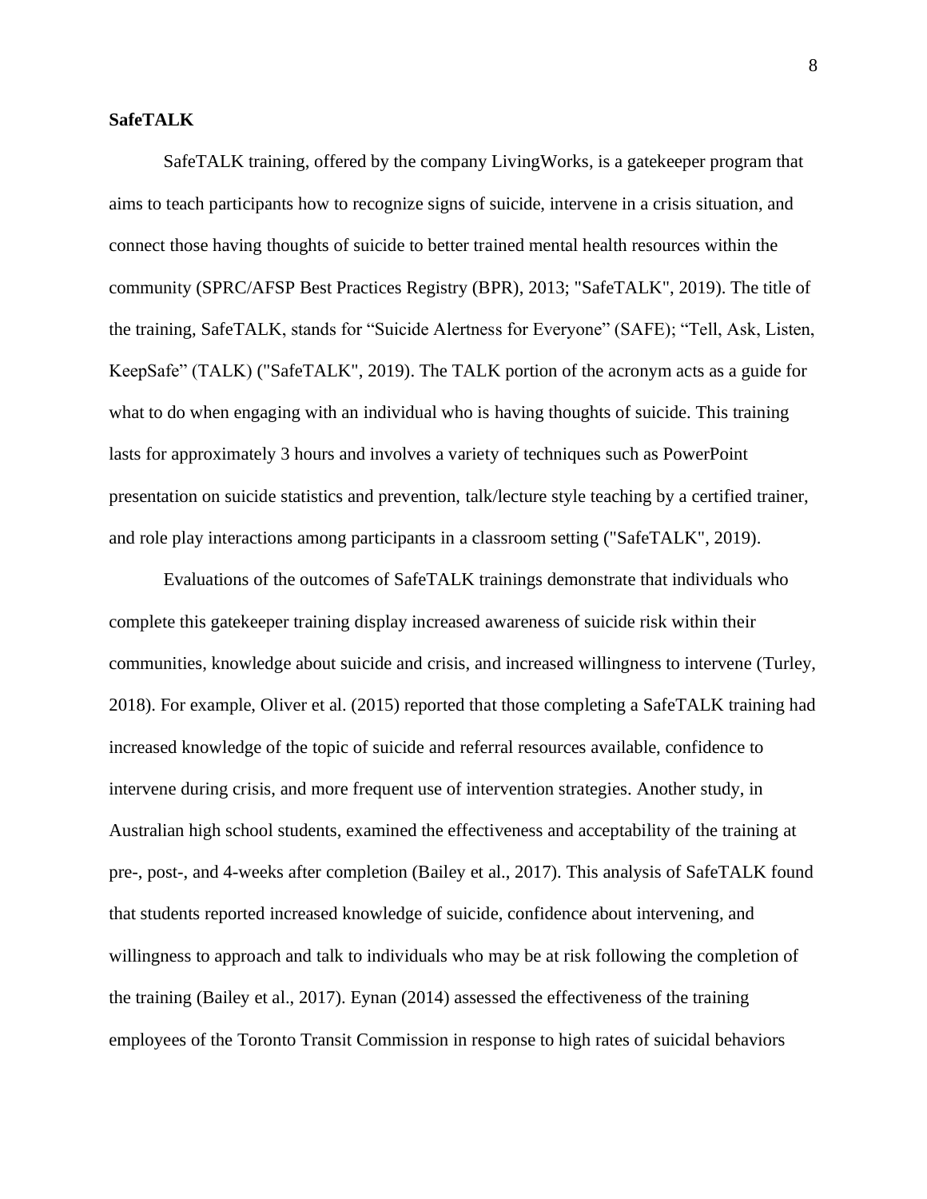**SafeTALK**

SafeTALK training, offered by the company LivingWorks, is a gatekeeper program that aims to teach participants how to recognize signs of suicide, intervene in a crisis situation, and connect those having thoughts of suicide to better trained mental health resources within the community (SPRC/AFSP Best Practices Registry (BPR), 2013; "SafeTALK", 2019). The title of the training, SafeTALK, stands for "Suicide Alertness for Everyone" (SAFE); "Tell, Ask, Listen, KeepSafe" (TALK) ("SafeTALK", 2019). The TALK portion of the acronym acts as a guide for what to do when engaging with an individual who is having thoughts of suicide. This training lasts for approximately 3 hours and involves a variety of techniques such as PowerPoint presentation on suicide statistics and prevention, talk/lecture style teaching by a certified trainer, and role play interactions among participants in a classroom setting ("SafeTALK", 2019).

Evaluations of the outcomes of SafeTALK trainings demonstrate that individuals who complete this gatekeeper training display increased awareness of suicide risk within their communities, knowledge about suicide and crisis, and increased willingness to intervene (Turley, 2018). For example, Oliver et al. (2015) reported that those completing a SafeTALK training had increased knowledge of the topic of suicide and referral resources available, confidence to intervene during crisis, and more frequent use of intervention strategies. Another study, in Australian high school students, examined the effectiveness and acceptability of the training at pre-, post-, and 4-weeks after completion (Bailey et al., 2017). This analysis of SafeTALK found that students reported increased knowledge of suicide, confidence about intervening, and willingness to approach and talk to individuals who may be at risk following the completion of the training (Bailey et al., 2017). Eynan (2014) assessed the effectiveness of the training employees of the Toronto Transit Commission in response to high rates of suicidal behaviors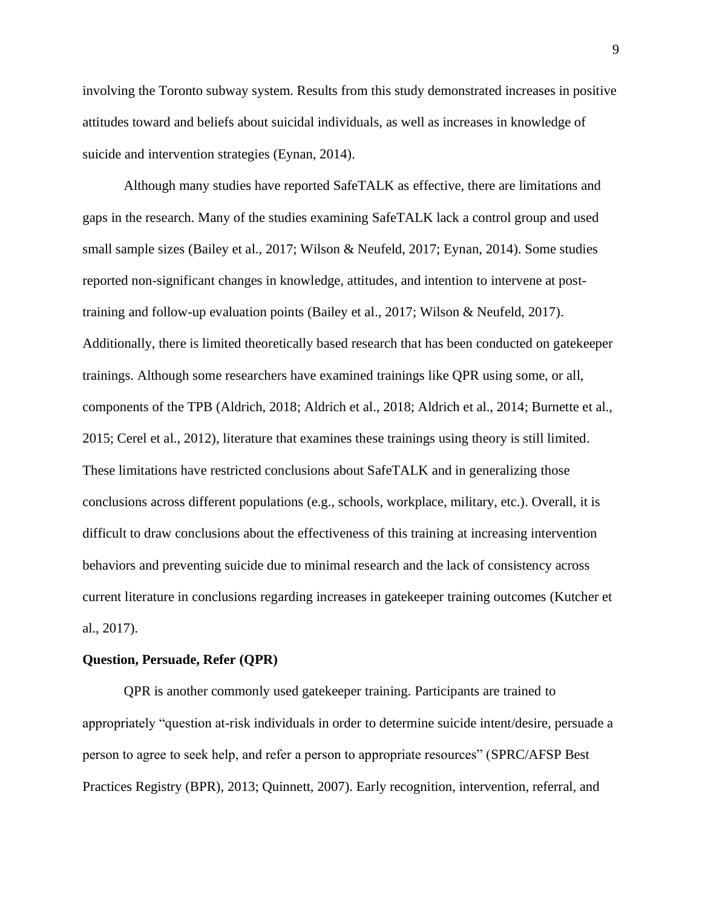involving the Toronto subway system. Results from this study demonstrated increases in positive attitudes toward and beliefs about suicidal individuals, as well as increases in knowledge of suicide and intervention strategies (Eynan, 2014).

Although many studies have reported SafeTALK as effective, there are limitations and gaps in the research. Many of the studies examining SafeTALK lack a control group and used small sample sizes (Bailey et al., 2017; Wilson & Neufeld, 2017; Eynan, 2014). Some studies reported non-significant changes in knowledge, attitudes, and intention to intervene at post-training and follow-up evaluation points (Bailey et al., 2017; Wilson & Neufeld, 2017). Additionally, there is limited theoretically based research that has been conducted on gatekeeper trainings. Although some researchers have examined trainings like QPR using some, or all, components of the TPB (Aldrich, 2018; Aldrich et al., 2018; Aldrich et al., 2014; Burnette et al., 2015; Cerel et al., 2012), literature that examines these trainings using theory is still limited. These limitations have restricted conclusions about SafeTALK and in generalizing those conclusions across different populations (e.g., schools, workplace, military, etc.). Overall, it is difficult to draw conclusions about the effectiveness of this training at increasing intervention behaviors and preventing suicide due to minimal research and the lack of consistency across current literature in conclusions regarding increases in gatekeeper training outcomes (Kutcher et al., 2017).

**Question, Persuade, Refer (QPR)**

QPR is another commonly used gatekeeper training. Participants are trained to appropriately "question at-risk individuals in order to determine suicide intent/desire, persuade a person to agree to seek help, and refer a person to appropriate resources" (SPRC/AFSP Best Practices Registry (BPR), 2013; Quinnett, 2007). Early recognition, intervention, referral, and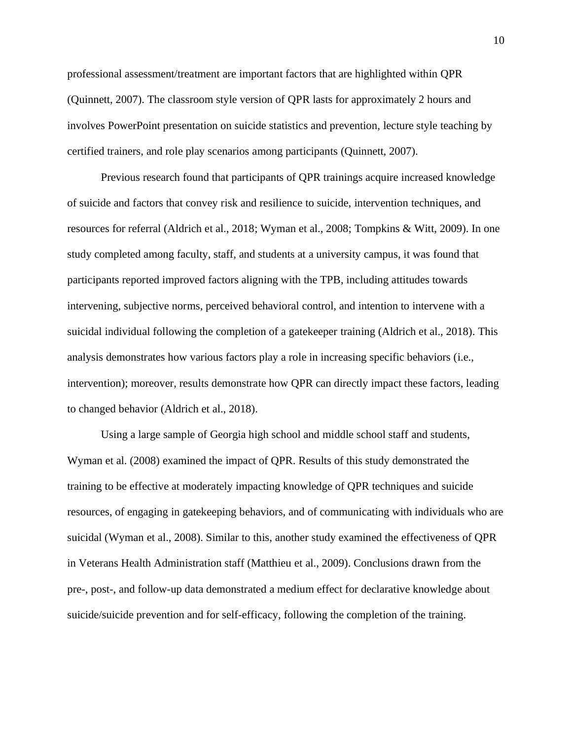professional assessment/treatment are important factors that are highlighted within QPR (Quinnett, 2007). The classroom style version of QPR lasts for approximately 2 hours and involves PowerPoint presentation on suicide statistics and prevention, lecture style teaching by certified trainers, and role play scenarios among participants (Quinnett, 2007).

Previous research found that participants of QPR trainings acquire increased knowledge of suicide and factors that convey risk and resilience to suicide, intervention techniques, and resources for referral (Aldrich et al., 2018; Wyman et al., 2008; Tompkins & Witt, 2009). In one study completed among faculty, staff, and students at a university campus, it was found that participants reported improved factors aligning with the TPB, including attitudes towards intervening, subjective norms, perceived behavioral control, and intention to intervene with a suicidal individual following the completion of a gatekeeper training (Aldrich et al., 2018). This analysis demonstrates how various factors play a role in increasing specific behaviors (i.e., intervention); moreover, results demonstrate how QPR can directly impact these factors, leading to changed behavior (Aldrich et al., 2018).

Using a large sample of Georgia high school and middle school staff and students, Wyman et al. (2008) examined the impact of QPR. Results of this study demonstrated the training to be effective at moderately impacting knowledge of QPR techniques and suicide resources, of engaging in gatekeeping behaviors, and of communicating with individuals who are suicidal (Wyman et al., 2008). Similar to this, another study examined the effectiveness of QPR in Veterans Health Administration staff (Matthieu et al., 2009). Conclusions drawn from the pre-, post-, and follow-up data demonstrated a medium effect for declarative knowledge about suicide/suicide prevention and for self-efficacy, following the completion of the training.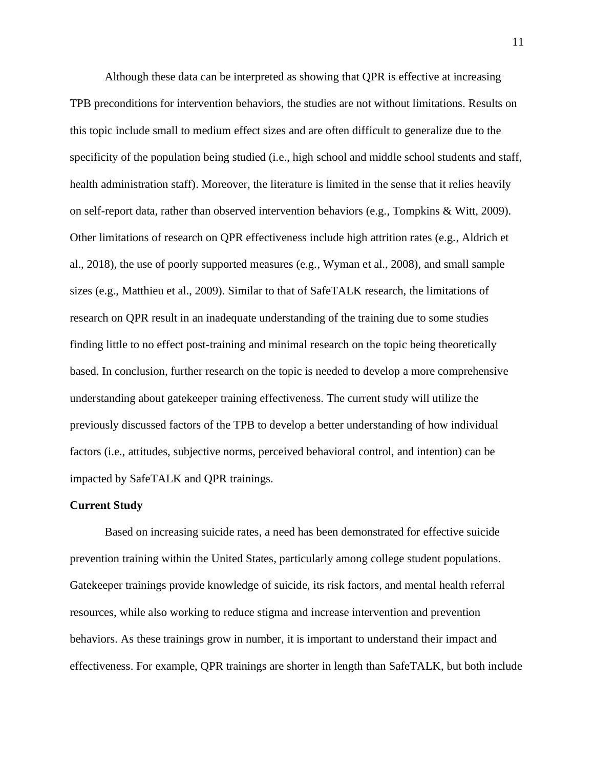Although these data can be interpreted as showing that QPR is effective at increasing TPB preconditions for intervention behaviors, the studies are not without limitations. Results on this topic include small to medium effect sizes and are often difficult to generalize due to the specificity of the population being studied (i.e., high school and middle school students and staff, health administration staff). Moreover, the literature is limited in the sense that it relies heavily on self-report data, rather than observed intervention behaviors (e.g., Tompkins & Witt, 2009). Other limitations of research on QPR effectiveness include high attrition rates (e.g., Aldrich et al., 2018), the use of poorly supported measures (e.g., Wyman et al., 2008), and small sample sizes (e.g., Matthieu et al., 2009). Similar to that of SafeTALK research, the limitations of research on QPR result in an inadequate understanding of the training due to some studies finding little to no effect post-training and minimal research on the topic being theoretically based. In conclusion, further research on the topic is needed to develop a more comprehensive understanding about gatekeeper training effectiveness. The current study will utilize the previously discussed factors of the TPB to develop a better understanding of how individual factors (i.e., attitudes, subjective norms, perceived behavioral control, and intention) can be impacted by SafeTALK and QPR trainings.

## Current Study

Based on increasing suicide rates, a need has been demonstrated for effective suicide prevention training within the United States, particularly among college student populations. Gatekeeper trainings provide knowledge of suicide, its risk factors, and mental health referral resources, while also working to reduce stigma and increase intervention and prevention behaviors. As these trainings grow in number, it is important to understand their impact and effectiveness. For example, QPR trainings are shorter in length than SafeTALK, but both include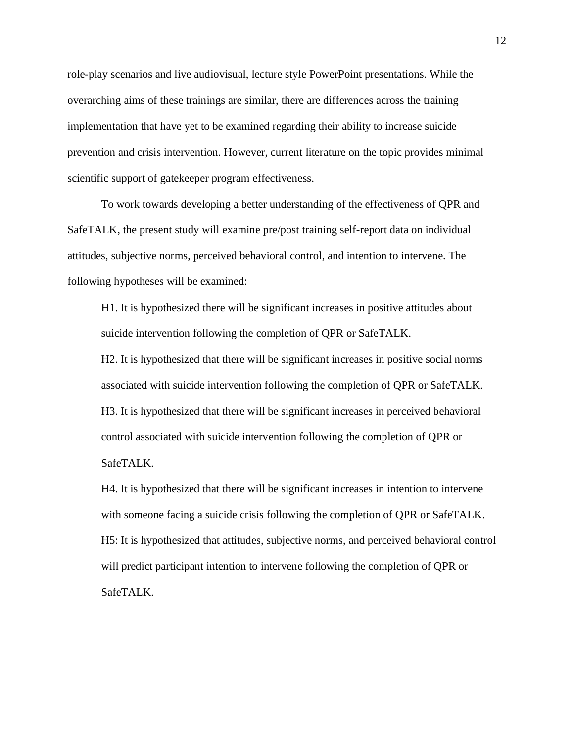role-play scenarios and live audiovisual, lecture style PowerPoint presentations. While the overarching aims of these trainings are similar, there are differences across the training implementation that have yet to be examined regarding their ability to increase suicide prevention and crisis intervention. However, current literature on the topic provides minimal scientific support of gatekeeper program effectiveness.

To work towards developing a better understanding of the effectiveness of QPR and SafeTALK, the present study will examine pre/post training self-report data on individual attitudes, subjective norms, perceived behavioral control, and intention to intervene. The following hypotheses will be examined:

H1. It is hypothesized there will be significant increases in positive attitudes about suicide intervention following the completion of QPR or SafeTALK.

H2. It is hypothesized that there will be significant increases in positive social norms associated with suicide intervention following the completion of QPR or SafeTALK.

H3. It is hypothesized that there will be significant increases in perceived behavioral control associated with suicide intervention following the completion of QPR or SafeTALK.

H4. It is hypothesized that there will be significant increases in intention to intervene with someone facing a suicide crisis following the completion of QPR or SafeTALK.

H5: It is hypothesized that attitudes, subjective norms, and perceived behavioral control will predict participant intention to intervene following the completion of QPR or SafeTALK.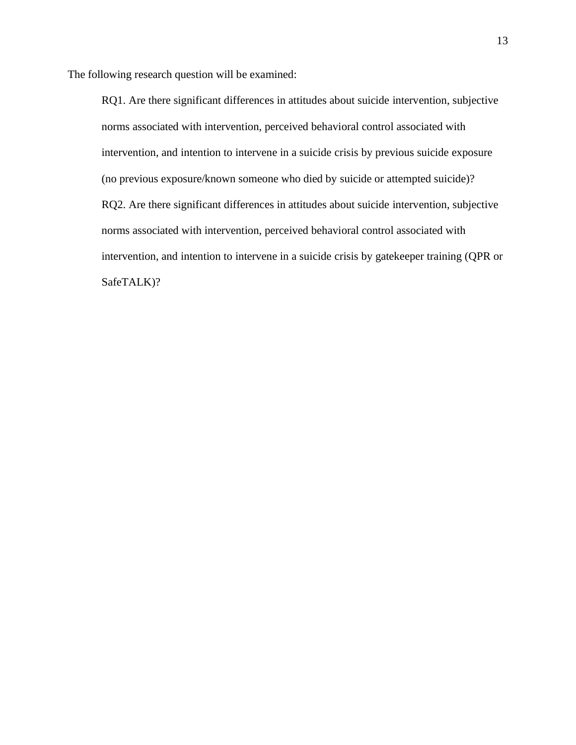The following research question will be examined:

> RQ1. Are there significant differences in attitudes about suicide intervention, subjective norms associated with intervention, perceived behavioral control associated with intervention, and intention to intervene in a suicide crisis by previous suicide exposure (no previous exposure/known someone who died by suicide or attempted suicide)?
>
> RQ2. Are there significant differences in attitudes about suicide intervention, subjective norms associated with intervention, perceived behavioral control associated with intervention, and intention to intervene in a suicide crisis by gatekeeper training (QPR or SafeTALK)?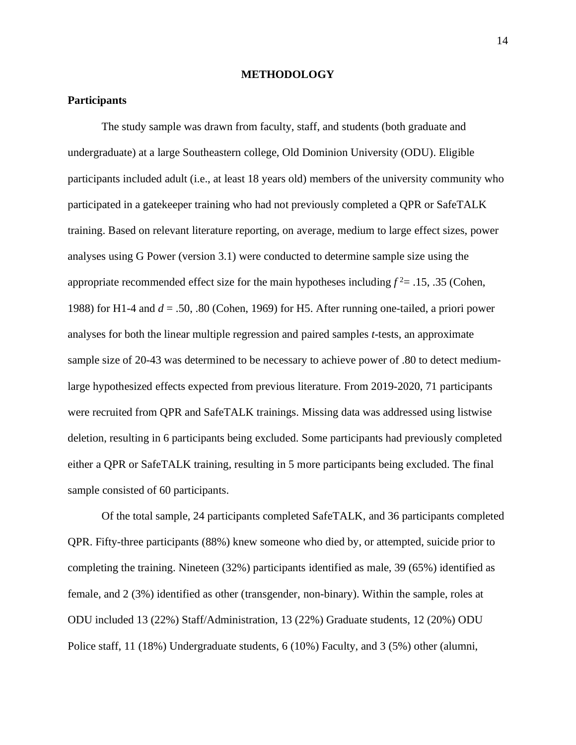# METHODOLOGY

## Participants

The study sample was drawn from faculty, staff, and students (both graduate and undergraduate) at a large Southeastern college, Old Dominion University (ODU). Eligible participants included adult (i.e., at least 18 years old) members of the university community who participated in a gatekeeper training who had not previously completed a QPR or SafeTALK training. Based on relevant literature reporting, on average, medium to large effect sizes, power analyses using G Power (version 3.1) were conducted to determine sample size using the appropriate recommended effect size for the main hypotheses including $f^2 = .15, .35$ (Cohen, 1988) for H1-4 and $d = .50, .80$ (Cohen, 1969) for H5. After running one-tailed, a priori power analyses for both the linear multiple regression and paired samples *t*-tests, an approximate sample size of 20-43 was determined to be necessary to achieve power of .80 to detect medium-large hypothesized effects expected from previous literature. From 2019-2020, 71 participants were recruited from QPR and SafeTALK trainings. Missing data was addressed using listwise deletion, resulting in 6 participants being excluded. Some participants had previously completed either a QPR or SafeTALK training, resulting in 5 more participants being excluded. The final sample consisted of 60 participants.

Of the total sample, 24 participants completed SafeTALK, and 36 participants completed QPR. Fifty-three participants (88%) knew someone who died by, or attempted, suicide prior to completing the training. Nineteen (32%) participants identified as male, 39 (65%) identified as female, and 2 (3%) identified as other (transgender, non-binary). Within the sample, roles at ODU included 13 (22%) Staff/Administration, 13 (22%) Graduate students, 12 (20%) ODU Police staff, 11 (18%) Undergraduate students, 6 (10%) Faculty, and 3 (5%) other (alumni,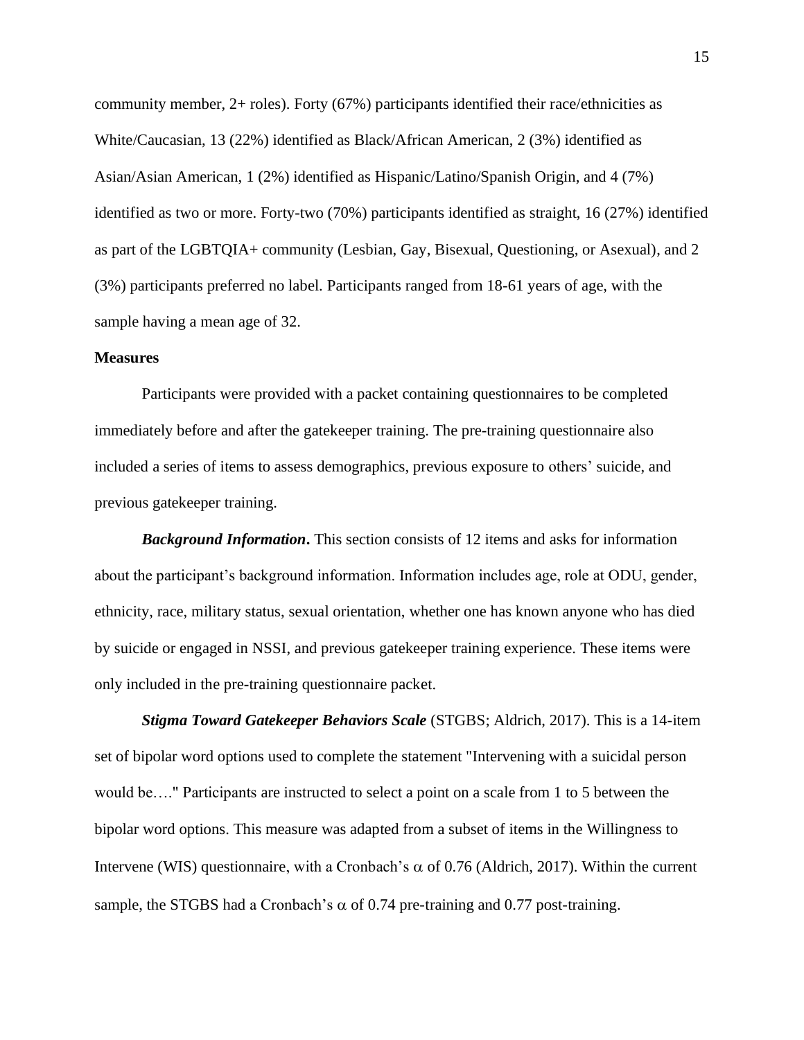community member, 2+ roles). Forty (67%) participants identified their race/ethnicities as White/Caucasian, 13 (22%) identified as Black/African American, 2 (3%) identified as Asian/Asian American, 1 (2%) identified as Hispanic/Latino/Spanish Origin, and 4 (7%) identified as two or more. Forty-two (70%) participants identified as straight, 16 (27%) identified as part of the LGBTQIA+ community (Lesbian, Gay, Bisexual, Questioning, or Asexual), and 2 (3%) participants preferred no label. Participants ranged from 18-61 years of age, with the sample having a mean age of 32.

**Measures**

Participants were provided with a packet containing questionnaires to be completed immediately before and after the gatekeeper training. The pre-training questionnaire also included a series of items to assess demographics, previous exposure to others' suicide, and previous gatekeeper training.

***Background Information*.** This section consists of 12 items and asks for information about the participant's background information. Information includes age, role at ODU, gender, ethnicity, race, military status, sexual orientation, whether one has known anyone who has died by suicide or engaged in NSSI, and previous gatekeeper training experience. These items were only included in the pre-training questionnaire packet.

***Stigma Toward Gatekeeper Behaviors Scale*** (STGBS; Aldrich, 2017). This is a 14-item set of bipolar word options used to complete the statement "Intervening with a suicidal person would be…." Participants are instructed to select a point on a scale from 1 to 5 between the bipolar word options. This measure was adapted from a subset of items in the Willingness to Intervene (WIS) questionnaire, with a Cronbach's $\alpha$ of 0.76 (Aldrich, 2017). Within the current sample, the STGBS had a Cronbach's $\alpha$ of 0.74 pre-training and 0.77 post-training.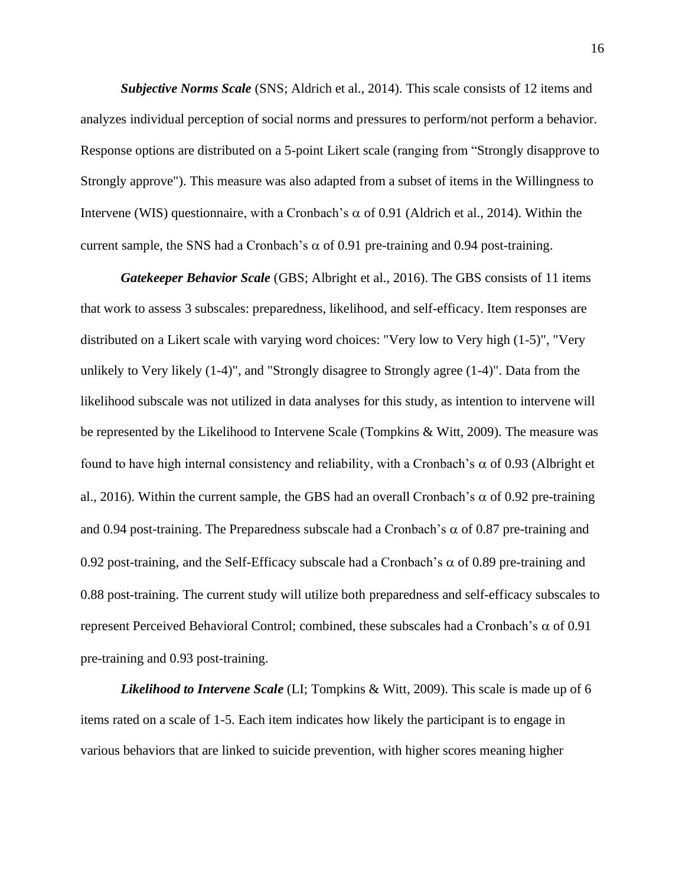***Subjective Norms Scale*** (SNS; Aldrich et al., 2014). This scale consists of 12 items and analyzes individual perception of social norms and pressures to perform/not perform a behavior. Response options are distributed on a 5-point Likert scale (ranging from "Strongly disapprove to Strongly approve"). This measure was also adapted from a subset of items in the Willingness to Intervene (WIS) questionnaire, with a Cronbach's $\alpha$ of 0.91 (Aldrich et al., 2014). Within the current sample, the SNS had a Cronbach's $\alpha$ of 0.91 pre-training and 0.94 post-training.

***Gatekeeper Behavior Scale*** (GBS; Albright et al., 2016). The GBS consists of 11 items that work to assess 3 subscales: preparedness, likelihood, and self-efficacy. Item responses are distributed on a Likert scale with varying word choices: "Very low to Very high (1-5)", "Very unlikely to Very likely (1-4)", and "Strongly disagree to Strongly agree (1-4)". Data from the likelihood subscale was not utilized in data analyses for this study, as intention to intervene will be represented by the Likelihood to Intervene Scale (Tompkins & Witt, 2009). The measure was found to have high internal consistency and reliability, with a Cronbach's $\alpha$ of 0.93 (Albright et al., 2016). Within the current sample, the GBS had an overall Cronbach's $\alpha$ of 0.92 pre-training and 0.94 post-training. The Preparedness subscale had a Cronbach's $\alpha$ of 0.87 pre-training and 0.92 post-training, and the Self-Efficacy subscale had a Cronbach's $\alpha$ of 0.89 pre-training and 0.88 post-training. The current study will utilize both preparedness and self-efficacy subscales to represent Perceived Behavioral Control; combined, these subscales had a Cronbach's $\alpha$ of 0.91 pre-training and 0.93 post-training.

***Likelihood to Intervene Scale*** (LI; Tompkins & Witt, 2009). This scale is made up of 6 items rated on a scale of 1-5. Each item indicates how likely the participant is to engage in various behaviors that are linked to suicide prevention, with higher scores meaning higher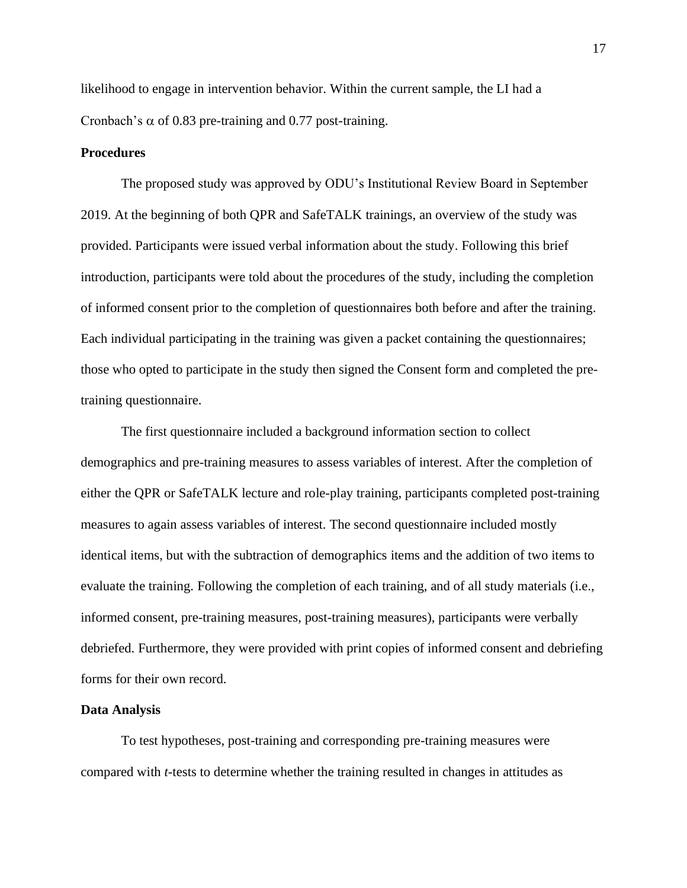likelihood to engage in intervention behavior. Within the current sample, the LI had a Cronbach's $\alpha$ of 0.83 pre-training and 0.77 post-training.

**Procedures**

The proposed study was approved by ODU's Institutional Review Board in September 2019. At the beginning of both QPR and SafeTALK trainings, an overview of the study was provided. Participants were issued verbal information about the study. Following this brief introduction, participants were told about the procedures of the study, including the completion of informed consent prior to the completion of questionnaires both before and after the training. Each individual participating in the training was given a packet containing the questionnaires; those who opted to participate in the study then signed the Consent form and completed the pre-training questionnaire.

The first questionnaire included a background information section to collect demographics and pre-training measures to assess variables of interest. After the completion of either the QPR or SafeTALK lecture and role-play training, participants completed post-training measures to again assess variables of interest. The second questionnaire included mostly identical items, but with the subtraction of demographics items and the addition of two items to evaluate the training. Following the completion of each training, and of all study materials (i.e., informed consent, pre-training measures, post-training measures), participants were verbally debriefed. Furthermore, they were provided with print copies of informed consent and debriefing forms for their own record.

**Data Analysis**

To test hypotheses, post-training and corresponding pre-training measures were compared with *t*-tests to determine whether the training resulted in changes in attitudes as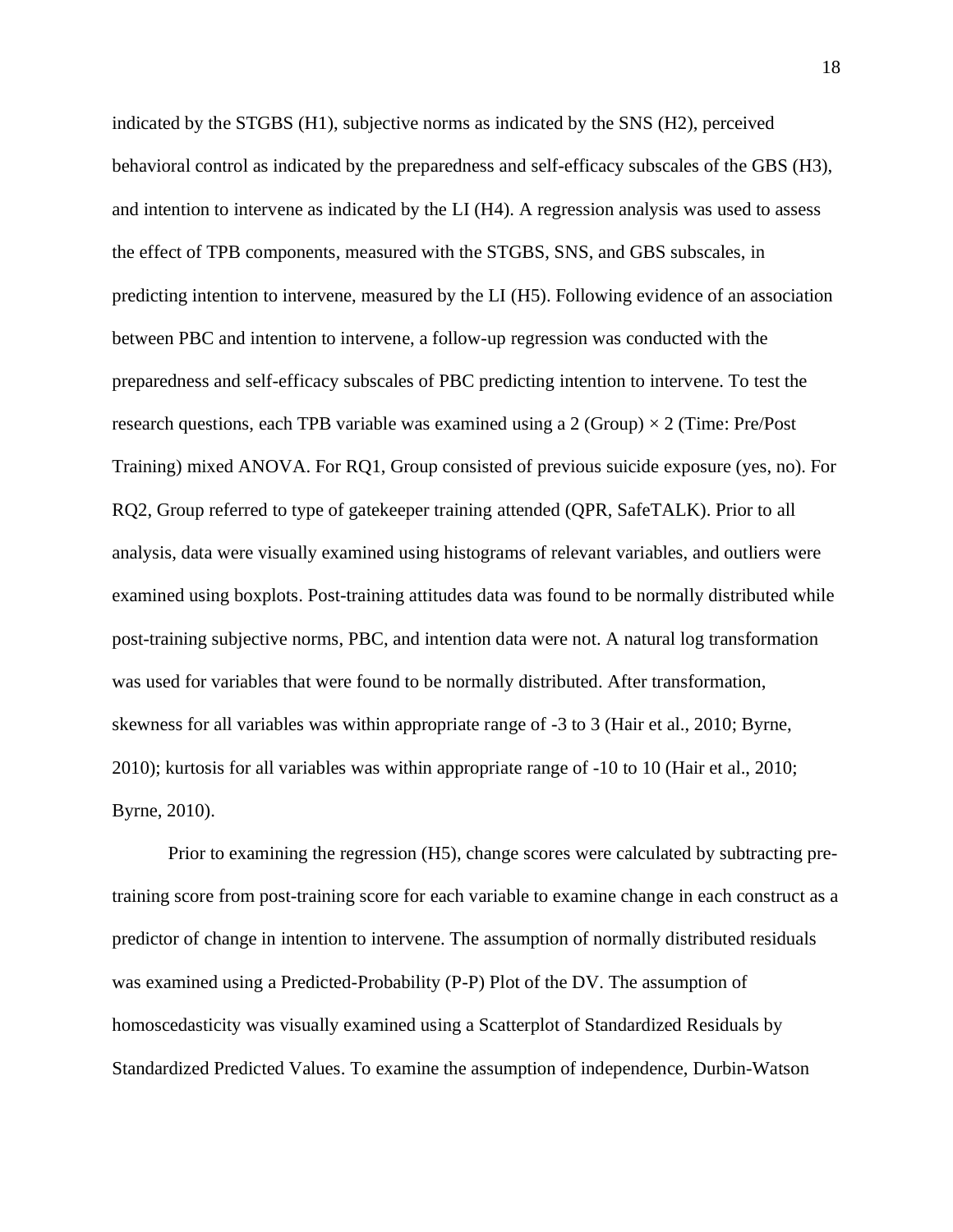indicated by the STGBS (H1), subjective norms as indicated by the SNS (H2), perceived behavioral control as indicated by the preparedness and self-efficacy subscales of the GBS (H3), and intention to intervene as indicated by the LI (H4). A regression analysis was used to assess the effect of TPB components, measured with the STGBS, SNS, and GBS subscales, in predicting intention to intervene, measured by the LI (H5). Following evidence of an association between PBC and intention to intervene, a follow-up regression was conducted with the preparedness and self-efficacy subscales of PBC predicting intention to intervene. To test the research questions, each TPB variable was examined using a 2 (Group) × 2 (Time: Pre/Post Training) mixed ANOVA. For RQ1, Group consisted of previous suicide exposure (yes, no). For RQ2, Group referred to type of gatekeeper training attended (QPR, SafeTALK). Prior to all analysis, data were visually examined using histograms of relevant variables, and outliers were examined using boxplots. Post-training attitudes data was found to be normally distributed while post-training subjective norms, PBC, and intention data were not. A natural log transformation was used for variables that were found to be normally distributed. After transformation, skewness for all variables was within appropriate range of -3 to 3 (Hair et al., 2010; Byrne, 2010); kurtosis for all variables was within appropriate range of -10 to 10 (Hair et al., 2010; Byrne, 2010).

Prior to examining the regression (H5), change scores were calculated by subtracting pre-training score from post-training score for each variable to examine change in each construct as a predictor of change in intention to intervene. The assumption of normally distributed residuals was examined using a Predicted-Probability (P-P) Plot of the DV. The assumption of homoscedasticity was visually examined using a Scatterplot of Standardized Residuals by Standardized Predicted Values. To examine the assumption of independence, Durbin-Watson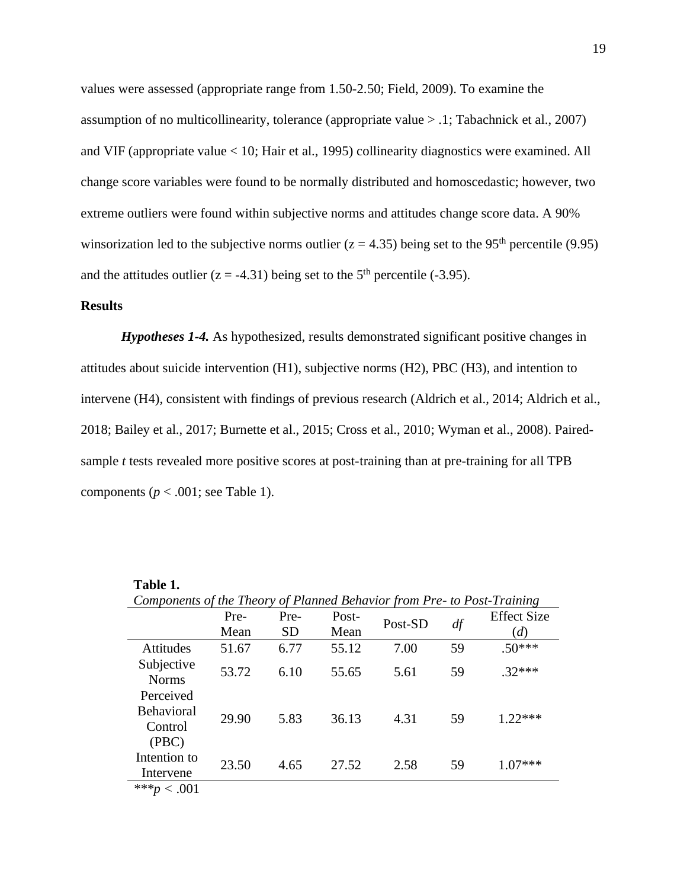values were assessed (appropriate range from 1.50-2.50; Field, 2009). To examine the assumption of no multicollinearity, tolerance (appropriate value > .1; Tabachnick et al., 2007) and VIF (appropriate value < 10; Hair et al., 1995) collinearity diagnostics were examined. All change score variables were found to be normally distributed and homoscedastic; however, two extreme outliers were found within subjective norms and attitudes change score data. A 90% winsorization led to the subjective norms outlier ($z = 4.35$) being set to the 95th percentile (9.95) and the attitudes outlier ($z = -4.31$) being set to the 5th percentile (-3.95).

## Results

***Hypotheses 1-4.*** As hypothesized, results demonstrated significant positive changes in attitudes about suicide intervention (H1), subjective norms (H2), PBC (H3), and intention to intervene (H4), consistent with findings of previous research (Aldrich et al., 2014; Aldrich et al., 2018; Bailey et al., 2017; Burnette et al., 2015; Cross et al., 2010; Wyman et al., 2008). Paired-sample *t* tests revealed more positive scores at post-training than at pre-training for all TPB components ($p < .001$; see Table 1).

**Table 1.**

*Components of the Theory of Planned Behavior from Pre- to Post-Training*

| | Pre-Mean | Pre-SD | Post-Mean | Post-SD | *df* | Effect Size (*d*) |
|---|---|---|---|---|---|---|
| Attitudes | 51.67 | 6.77 | 55.12 | 7.00 | 59 | .50*** |
| Subjective Norms | 53.72 | 6.10 | 55.65 | 5.61 | 59 | .32*** |
| Perceived Behavioral Control (PBC) | 29.90 | 5.83 | 36.13 | 4.31 | 59 | 1.22*** |
| Intention to Intervene | 23.50 | 4.65 | 27.52 | 2.58 | 59 | 1.07*** |

***$p < .001$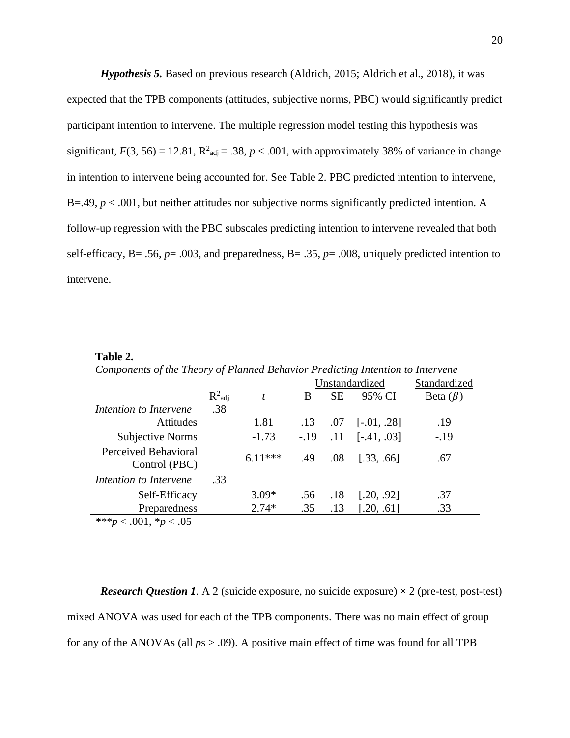***Hypothesis 5.*** Based on previous research (Aldrich, 2015; Aldrich et al., 2018), it was expected that the TPB components (attitudes, subjective norms, PBC) would significantly predict participant intention to intervene. The multiple regression model testing this hypothesis was significant, $F(3, 56) = 12.81$, $R^2_{adj} = .38$, $p < .001$, with approximately 38% of variance in change in intention to intervene being accounted for. See Table 2. PBC predicted intention to intervene, B=.49, $p < .001$, but neither attitudes nor subjective norms significantly predicted intention. A follow-up regression with the PBC subscales predicting intention to intervene revealed that both self-efficacy, B= .56, $p$= .003, and preparedness, B= .35, $p$= .008, uniquely predicted intention to intervene.

**Table 2.**

*Components of the Theory of Planned Behavior Predicting Intention to Intervene*

| | | | Unstandardized | | | Standardized |
|---|---|---|---|---|---|---|
| | $R^2_{adj}$ | *t* | B | SE | 95% CI | Beta ($\beta$) |
| *Intention to Intervene* | .38 | | | | | |
| Attitudes | | 1.81 | .13 | .07 | [-.01, .28] | .19 |
| Subjective Norms | | -1.73 | -.19 | .11 | [-.41, .03] | -.19 |
| Perceived Behavioral Control (PBC) | | 6.11*** | .49 | .08 | [.33, .66] | .67 |
| *Intention to Intervene* | .33 | | | | | |
| Self-Efficacy | | 3.09* | .56 | .18 | [.20, .92] | .37 |
| Preparedness | | 2.74* | .35 | .13 | [.20, .61] | .33 |

***$p < .001$, *$p < .05$

***Research Question 1***. A 2 (suicide exposure, no suicide exposure) × 2 (pre-test, post-test) mixed ANOVA was used for each of the TPB components. There was no main effect of group for any of the ANOVAs (all $p$s > .09). A positive main effect of time was found for all TPB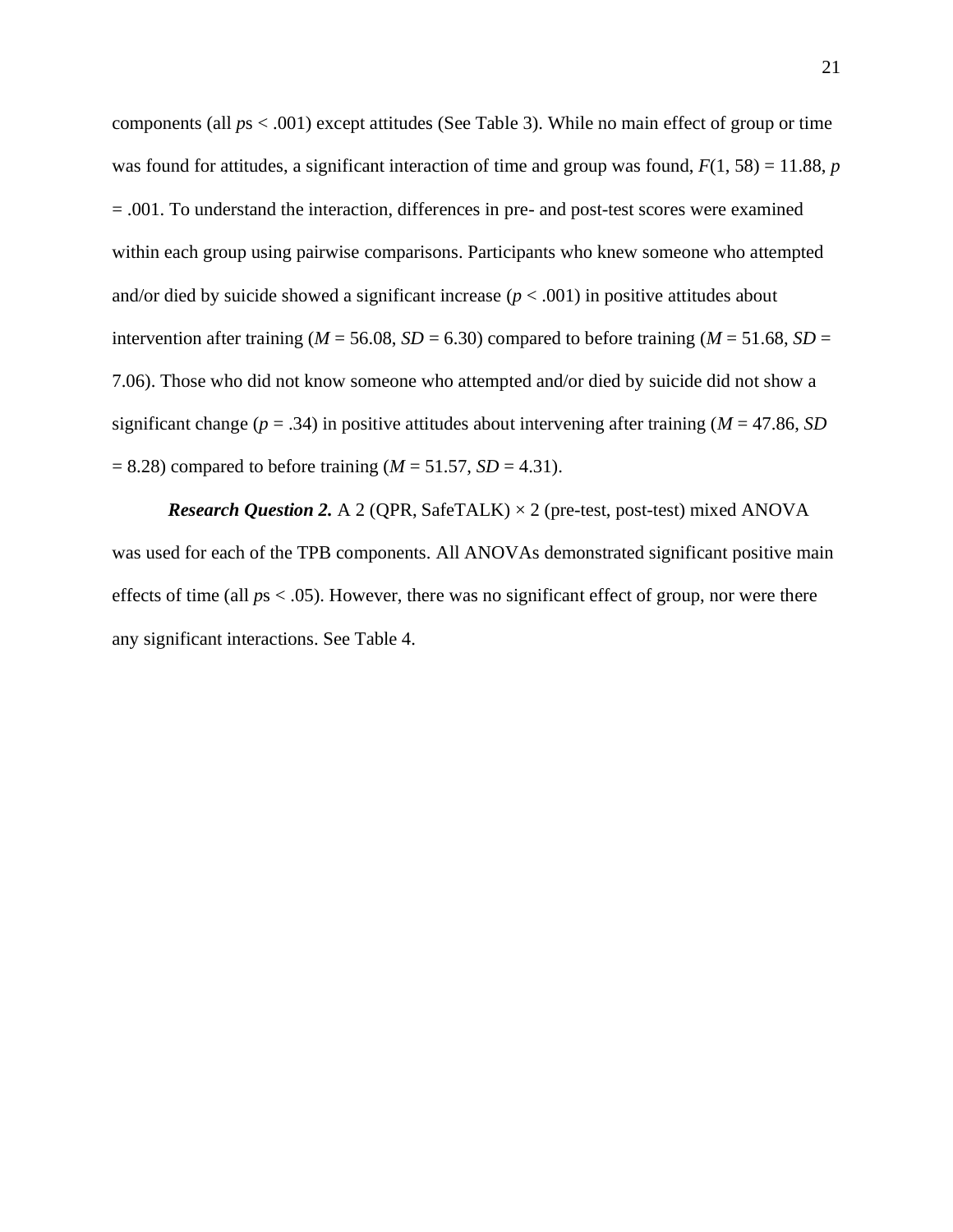components (all $p$s < .001) except attitudes (See Table 3). While no main effect of group or time was found for attitudes, a significant interaction of time and group was found, $F(1, 58) = 11.88$, $p = .001$. To understand the interaction, differences in pre- and post-test scores were examined within each group using pairwise comparisons. Participants who knew someone who attempted and/or died by suicide showed a significant increase ($p < .001$) in positive attitudes about intervention after training ($M = 56.08$, $SD = 6.30$) compared to before training ($M = 51.68$, $SD = 7.06$). Those who did not know someone who attempted and/or died by suicide did not show a significant change ($p = .34$) in positive attitudes about intervening after training ($M = 47.86$, $SD = 8.28$) compared to before training ($M = 51.57$, $SD = 4.31$).

***Research Question 2.*** A 2 (QPR, SafeTALK) × 2 (pre-test, post-test) mixed ANOVA was used for each of the TPB components. All ANOVAs demonstrated significant positive main effects of time (all $p$s < .05). However, there was no significant effect of group, nor were there any significant interactions. See Table 4.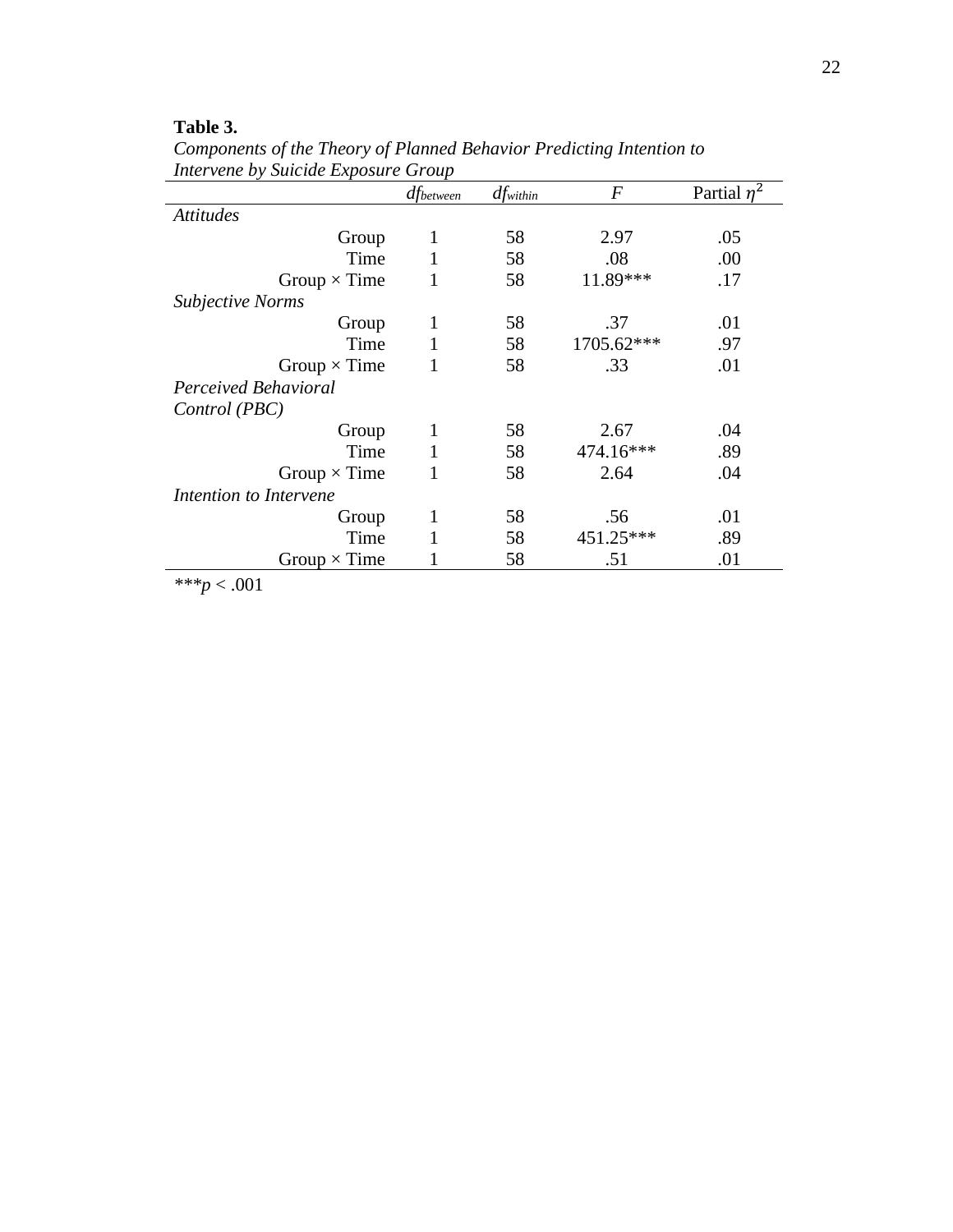**Table 3.**

*Components of the Theory of Planned Behavior Predicting Intention to Intervene by Suicide Exposure Group*

| | $df_{between}$ | $df_{within}$ | $F$ | Partial $\eta^2$ |
|---|---|---|---|---|
| *Attitudes* | | | | |
| Group | 1 | 58 | 2.97 | .05 |
| Time | 1 | 58 | .08 | .00 |
| Group × Time | 1 | 58 | 11.89*** | .17 |
| *Subjective Norms* | | | | |
| Group | 1 | 58 | .37 | .01 |
| Time | 1 | 58 | 1705.62*** | .97 |
| Group × Time | 1 | 58 | .33 | .01 |
| *Perceived Behavioral Control (PBC)* | | | | |
| Group | 1 | 58 | 2.67 | .04 |
| Time | 1 | 58 | 474.16*** | .89 |
| Group × Time | 1 | 58 | 2.64 | .04 |
| *Intention to Intervene* | | | | |
| Group | 1 | 58 | .56 | .01 |
| Time | 1 | 58 | 451.25*** | .89 |
| Group × Time | 1 | 58 | .51 | .01 |

***$p < .001$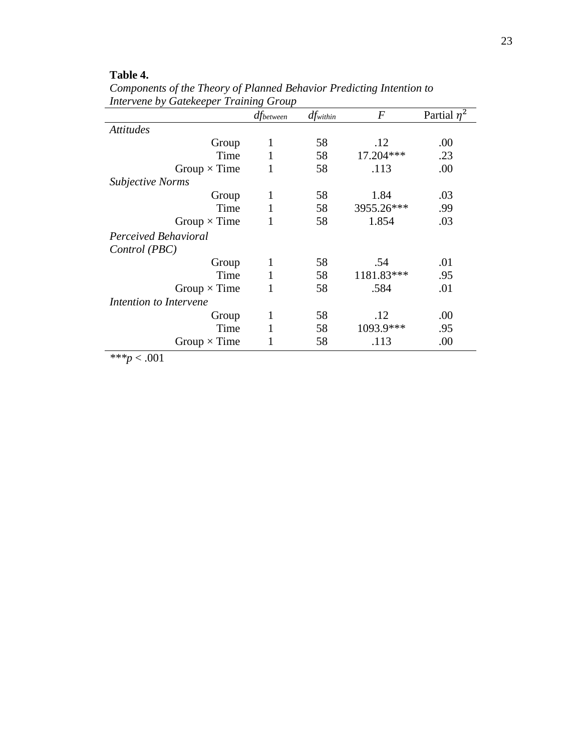**Table 4.**

*Components of the Theory of Planned Behavior Predicting Intention to Intervene by Gatekeeper Training Group*

| | $df_{between}$ | $df_{within}$ | $F$ | Partial $\eta^2$ |
|---|---|---|---|---|
| *Attitudes* | | | | |
| Group | 1 | 58 | .12 | .00 |
| Time | 1 | 58 | 17.204*** | .23 |
| Group × Time | 1 | 58 | .113 | .00 |
| *Subjective Norms* | | | | |
| Group | 1 | 58 | 1.84 | .03 |
| Time | 1 | 58 | 3955.26*** | .99 |
| Group × Time | 1 | 58 | 1.854 | .03 |
| *Perceived Behavioral Control (PBC)* | | | | |
| Group | 1 | 58 | .54 | .01 |
| Time | 1 | 58 | 1181.83*** | .95 |
| Group × Time | 1 | 58 | .584 | .01 |
| *Intention to Intervene* | | | | |
| Group | 1 | 58 | .12 | .00 |
| Time | 1 | 58 | 1093.9*** | .95 |
| Group × Time | 1 | 58 | .113 | .00 |

***$p < .001$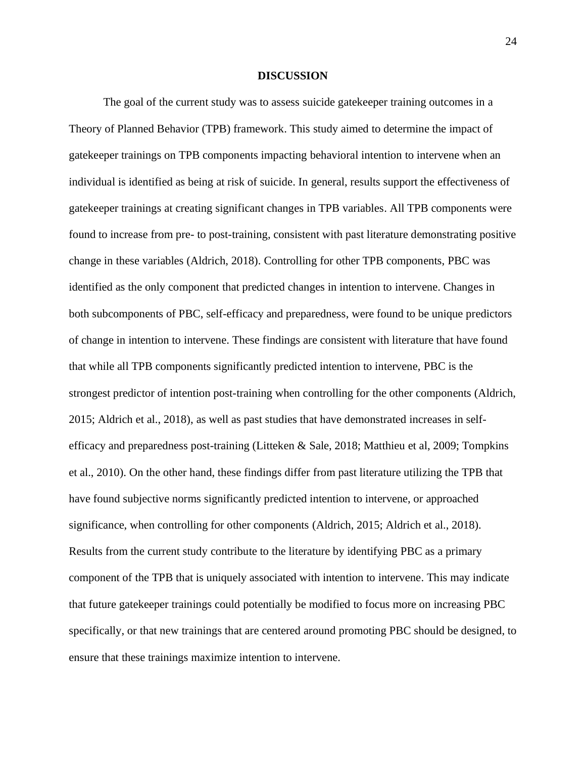# DISCUSSION

The goal of the current study was to assess suicide gatekeeper training outcomes in a Theory of Planned Behavior (TPB) framework. This study aimed to determine the impact of gatekeeper trainings on TPB components impacting behavioral intention to intervene when an individual is identified as being at risk of suicide. In general, results support the effectiveness of gatekeeper trainings at creating significant changes in TPB variables. All TPB components were found to increase from pre- to post-training, consistent with past literature demonstrating positive change in these variables (Aldrich, 2018). Controlling for other TPB components, PBC was identified as the only component that predicted changes in intention to intervene. Changes in both subcomponents of PBC, self-efficacy and preparedness, were found to be unique predictors of change in intention to intervene. These findings are consistent with literature that have found that while all TPB components significantly predicted intention to intervene, PBC is the strongest predictor of intention post-training when controlling for the other components (Aldrich, 2015; Aldrich et al., 2018), as well as past studies that have demonstrated increases in self-efficacy and preparedness post-training (Litteken & Sale, 2018; Matthieu et al, 2009; Tompkins et al., 2010). On the other hand, these findings differ from past literature utilizing the TPB that have found subjective norms significantly predicted intention to intervene, or approached significance, when controlling for other components (Aldrich, 2015; Aldrich et al., 2018). Results from the current study contribute to the literature by identifying PBC as a primary component of the TPB that is uniquely associated with intention to intervene. This may indicate that future gatekeeper trainings could potentially be modified to focus more on increasing PBC specifically, or that new trainings that are centered around promoting PBC should be designed, to ensure that these trainings maximize intention to intervene.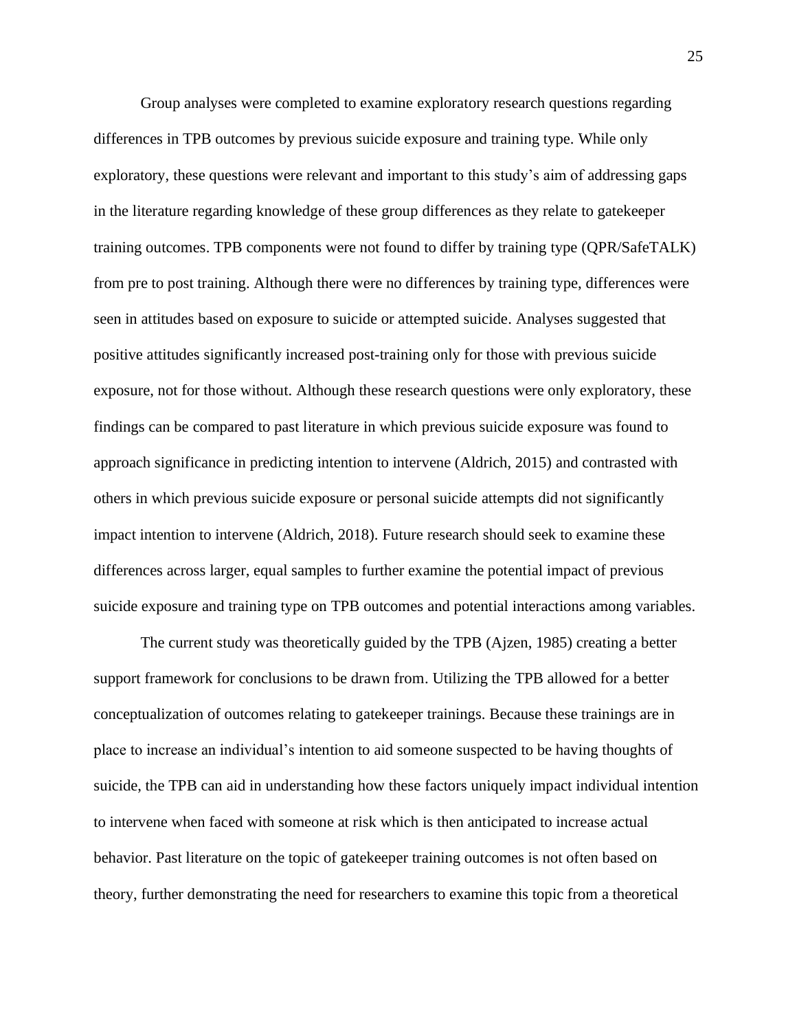Group analyses were completed to examine exploratory research questions regarding differences in TPB outcomes by previous suicide exposure and training type. While only exploratory, these questions were relevant and important to this study's aim of addressing gaps in the literature regarding knowledge of these group differences as they relate to gatekeeper training outcomes. TPB components were not found to differ by training type (QPR/SafeTALK) from pre to post training. Although there were no differences by training type, differences were seen in attitudes based on exposure to suicide or attempted suicide. Analyses suggested that positive attitudes significantly increased post-training only for those with previous suicide exposure, not for those without. Although these research questions were only exploratory, these findings can be compared to past literature in which previous suicide exposure was found to approach significance in predicting intention to intervene (Aldrich, 2015) and contrasted with others in which previous suicide exposure or personal suicide attempts did not significantly impact intention to intervene (Aldrich, 2018). Future research should seek to examine these differences across larger, equal samples to further examine the potential impact of previous suicide exposure and training type on TPB outcomes and potential interactions among variables.

The current study was theoretically guided by the TPB (Ajzen, 1985) creating a better support framework for conclusions to be drawn from. Utilizing the TPB allowed for a better conceptualization of outcomes relating to gatekeeper trainings. Because these trainings are in place to increase an individual's intention to aid someone suspected to be having thoughts of suicide, the TPB can aid in understanding how these factors uniquely impact individual intention to intervene when faced with someone at risk which is then anticipated to increase actual behavior. Past literature on the topic of gatekeeper training outcomes is not often based on theory, further demonstrating the need for researchers to examine this topic from a theoretical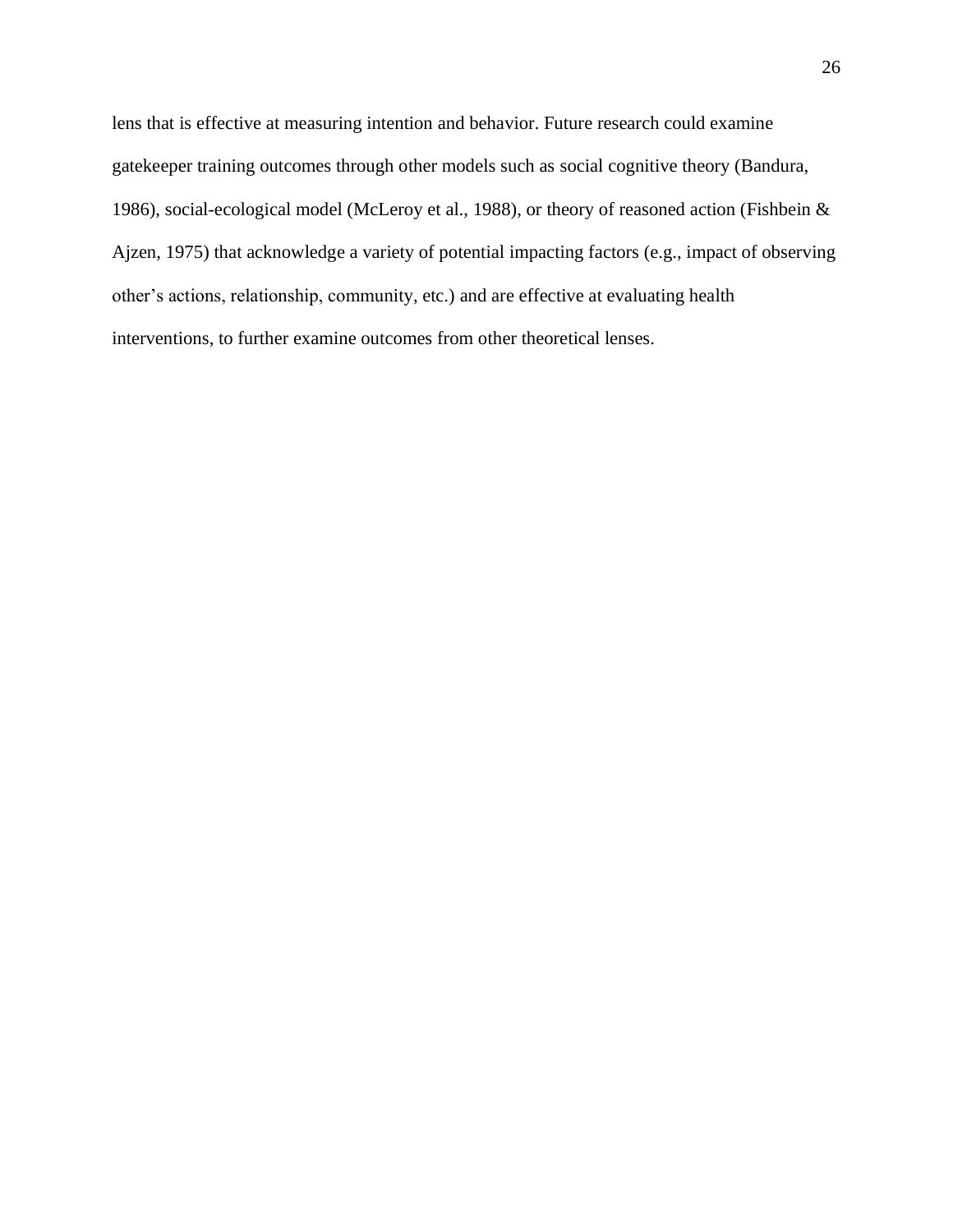lens that is effective at measuring intention and behavior. Future research could examine gatekeeper training outcomes through other models such as social cognitive theory (Bandura, 1986), social-ecological model (McLeroy et al., 1988), or theory of reasoned action (Fishbein & Ajzen, 1975) that acknowledge a variety of potential impacting factors (e.g., impact of observing other's actions, relationship, community, etc.) and are effective at evaluating health interventions, to further examine outcomes from other theoretical lenses.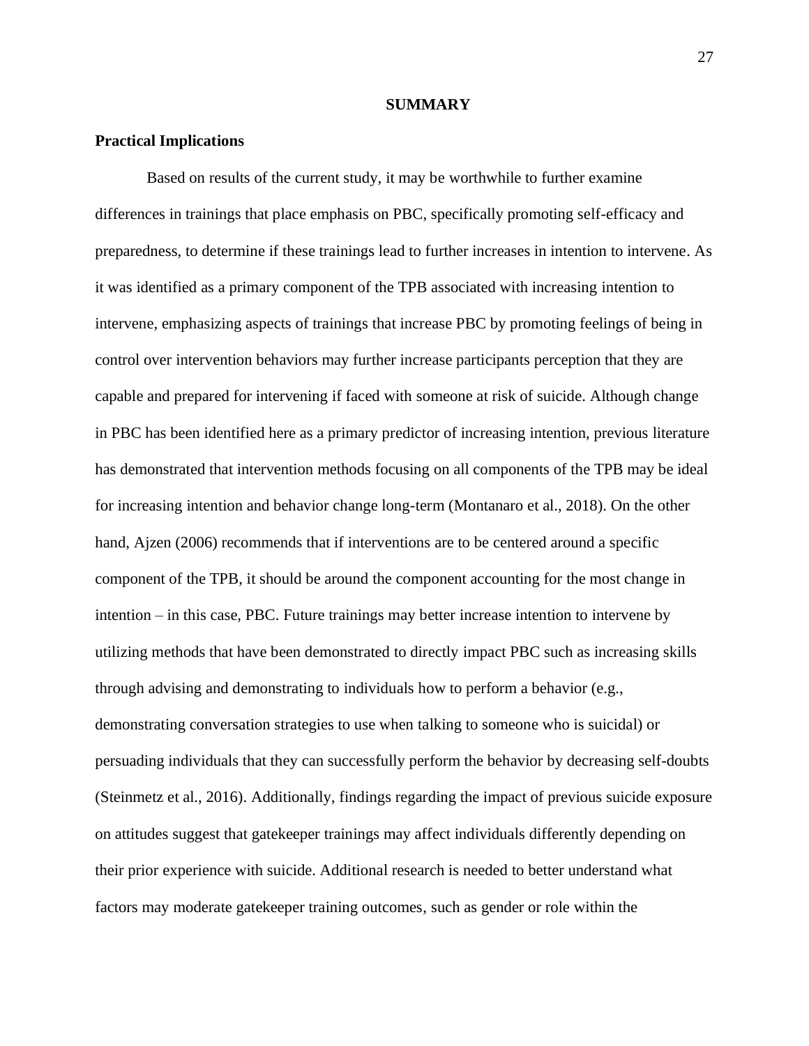## SUMMARY

### Practical Implications

Based on results of the current study, it may be worthwhile to further examine differences in trainings that place emphasis on PBC, specifically promoting self-efficacy and preparedness, to determine if these trainings lead to further increases in intention to intervene. As it was identified as a primary component of the TPB associated with increasing intention to intervene, emphasizing aspects of trainings that increase PBC by promoting feelings of being in control over intervention behaviors may further increase participants perception that they are capable and prepared for intervening if faced with someone at risk of suicide. Although change in PBC has been identified here as a primary predictor of increasing intention, previous literature has demonstrated that intervention methods focusing on all components of the TPB may be ideal for increasing intention and behavior change long-term (Montanaro et al., 2018). On the other hand, Ajzen (2006) recommends that if interventions are to be centered around a specific component of the TPB, it should be around the component accounting for the most change in intention – in this case, PBC. Future trainings may better increase intention to intervene by utilizing methods that have been demonstrated to directly impact PBC such as increasing skills through advising and demonstrating to individuals how to perform a behavior (e.g., demonstrating conversation strategies to use when talking to someone who is suicidal) or persuading individuals that they can successfully perform the behavior by decreasing self-doubts (Steinmetz et al., 2016). Additionally, findings regarding the impact of previous suicide exposure on attitudes suggest that gatekeeper trainings may affect individuals differently depending on their prior experience with suicide. Additional research is needed to better understand what factors may moderate gatekeeper training outcomes, such as gender or role within the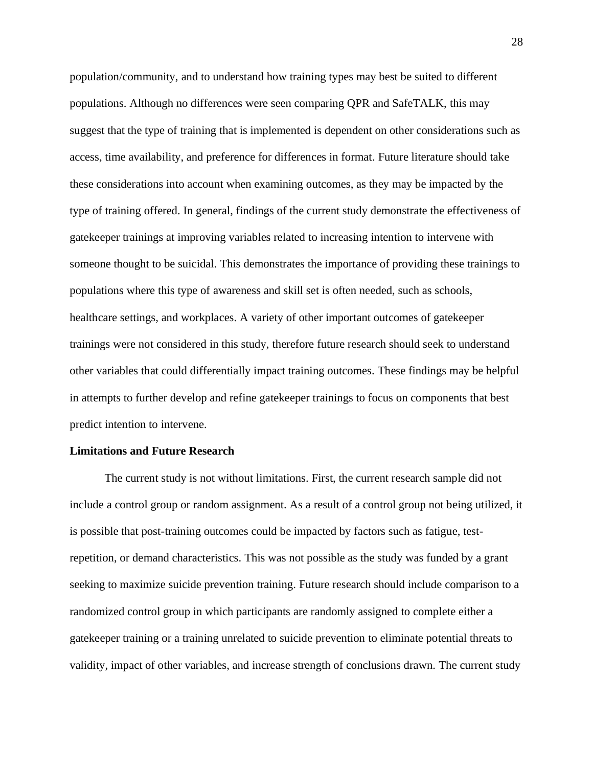population/community, and to understand how training types may best be suited to different populations. Although no differences were seen comparing QPR and SafeTALK, this may suggest that the type of training that is implemented is dependent on other considerations such as access, time availability, and preference for differences in format. Future literature should take these considerations into account when examining outcomes, as they may be impacted by the type of training offered. In general, findings of the current study demonstrate the effectiveness of gatekeeper trainings at improving variables related to increasing intention to intervene with someone thought to be suicidal. This demonstrates the importance of providing these trainings to populations where this type of awareness and skill set is often needed, such as schools, healthcare settings, and workplaces. A variety of other important outcomes of gatekeeper trainings were not considered in this study, therefore future research should seek to understand other variables that could differentially impact training outcomes. These findings may be helpful in attempts to further develop and refine gatekeeper trainings to focus on components that best predict intention to intervene.

**Limitations and Future Research**

The current study is not without limitations. First, the current research sample did not include a control group or random assignment. As a result of a control group not being utilized, it is possible that post-training outcomes could be impacted by factors such as fatigue, test-repetition, or demand characteristics. This was not possible as the study was funded by a grant seeking to maximize suicide prevention training. Future research should include comparison to a randomized control group in which participants are randomly assigned to complete either a gatekeeper training or a training unrelated to suicide prevention to eliminate potential threats to validity, impact of other variables, and increase strength of conclusions drawn. The current study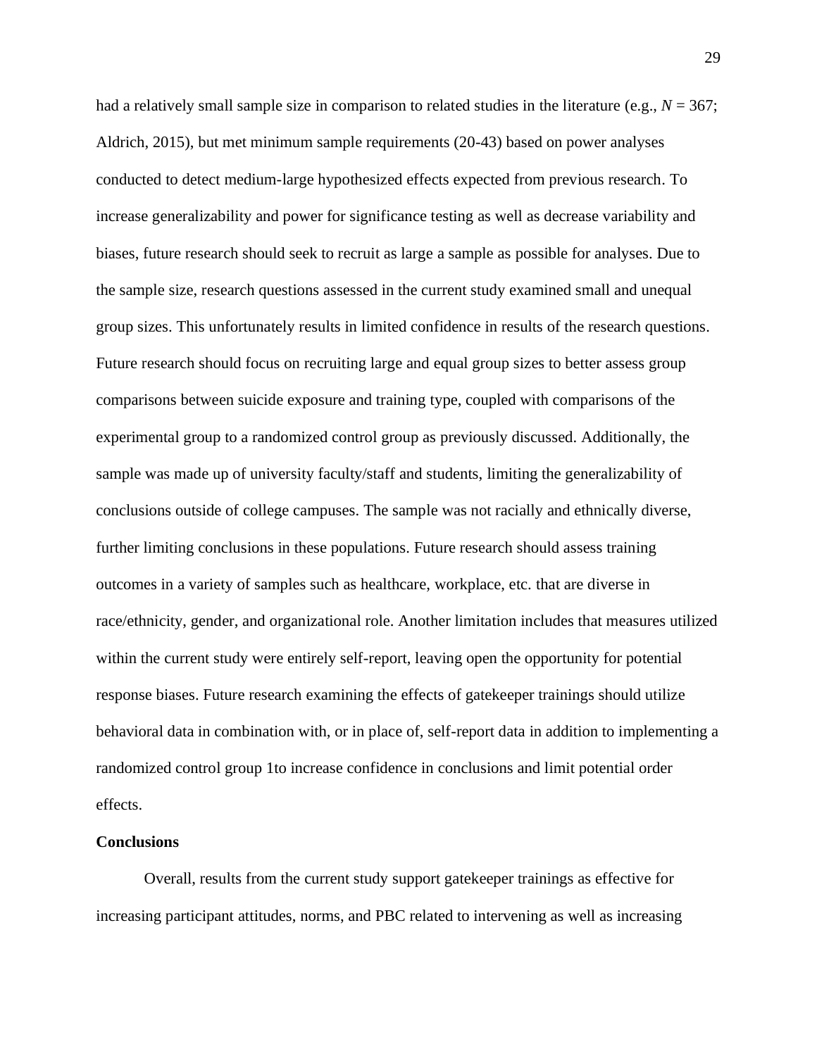had a relatively small sample size in comparison to related studies in the literature (e.g., $N = 367$; Aldrich, 2015), but met minimum sample requirements (20-43) based on power analyses conducted to detect medium-large hypothesized effects expected from previous research. To increase generalizability and power for significance testing as well as decrease variability and biases, future research should seek to recruit as large a sample as possible for analyses. Due to the sample size, research questions assessed in the current study examined small and unequal group sizes. This unfortunately results in limited confidence in results of the research questions. Future research should focus on recruiting large and equal group sizes to better assess group comparisons between suicide exposure and training type, coupled with comparisons of the experimental group to a randomized control group as previously discussed. Additionally, the sample was made up of university faculty/staff and students, limiting the generalizability of conclusions outside of college campuses. The sample was not racially and ethnically diverse, further limiting conclusions in these populations. Future research should assess training outcomes in a variety of samples such as healthcare, workplace, etc. that are diverse in race/ethnicity, gender, and organizational role. Another limitation includes that measures utilized within the current study were entirely self-report, leaving open the opportunity for potential response biases. Future research examining the effects of gatekeeper trainings should utilize behavioral data in combination with, or in place of, self-report data in addition to implementing a randomized control group 1to increase confidence in conclusions and limit potential order effects.

**Conclusions**

Overall, results from the current study support gatekeeper trainings as effective for increasing participant attitudes, norms, and PBC related to intervening as well as increasing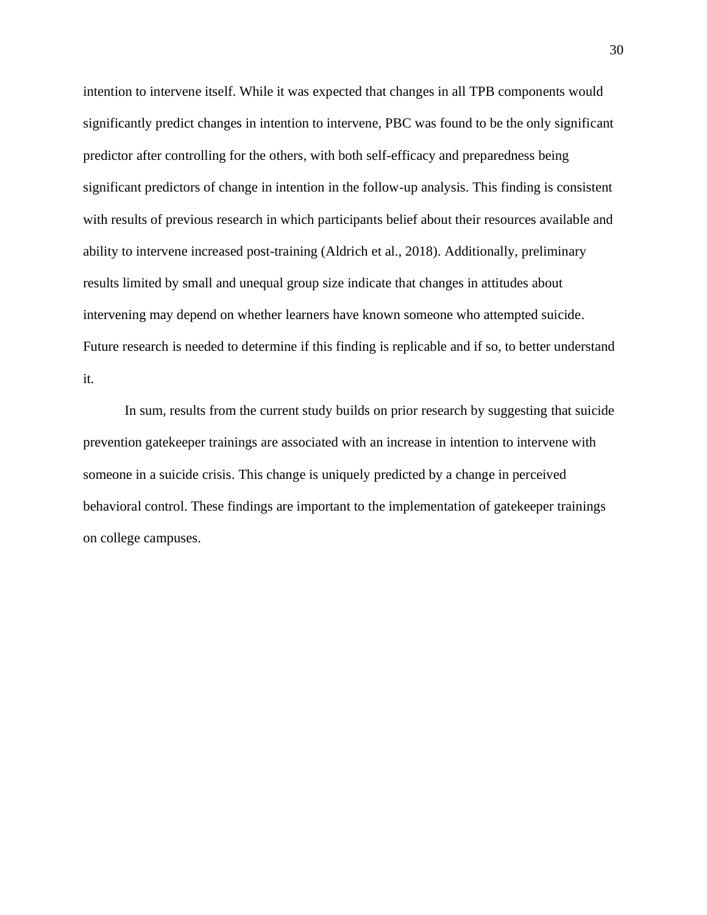intention to intervene itself. While it was expected that changes in all TPB components would significantly predict changes in intention to intervene, PBC was found to be the only significant predictor after controlling for the others, with both self-efficacy and preparedness being significant predictors of change in intention in the follow-up analysis. This finding is consistent with results of previous research in which participants belief about their resources available and ability to intervene increased post-training (Aldrich et al., 2018). Additionally, preliminary results limited by small and unequal group size indicate that changes in attitudes about intervening may depend on whether learners have known someone who attempted suicide. Future research is needed to determine if this finding is replicable and if so, to better understand it.

In sum, results from the current study builds on prior research by suggesting that suicide prevention gatekeeper trainings are associated with an increase in intention to intervene with someone in a suicide crisis. This change is uniquely predicted by a change in perceived behavioral control. These findings are important to the implementation of gatekeeper trainings on college campuses.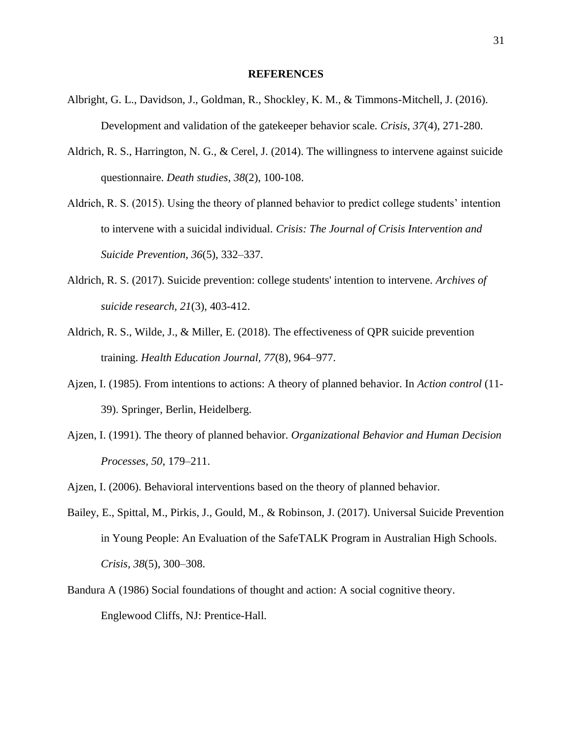# REFERENCES

Albright, G. L., Davidson, J., Goldman, R., Shockley, K. M., & Timmons-Mitchell, J. (2016). Development and validation of the gatekeeper behavior scale. *Crisis*, *37*(4), 271-280.

Aldrich, R. S., Harrington, N. G., & Cerel, J. (2014). The willingness to intervene against suicide questionnaire. *Death studies*, *38*(2), 100-108.

Aldrich, R. S. (2015). Using the theory of planned behavior to predict college students' intention to intervene with a suicidal individual. *Crisis: The Journal of Crisis Intervention and Suicide Prevention, 36*(5), 332–337.

Aldrich, R. S. (2017). Suicide prevention: college students' intention to intervene. *Archives of suicide research*, *21*(3), 403-412.

Aldrich, R. S., Wilde, J., & Miller, E. (2018). The effectiveness of QPR suicide prevention training. *Health Education Journal, 77*(8), 964–977.

Ajzen, I. (1985). From intentions to actions: A theory of planned behavior. In *Action control* (11-39). Springer, Berlin, Heidelberg.

Ajzen, I. (1991). The theory of planned behavior. *Organizational Behavior and Human Decision Processes, 50*, 179–211.

Ajzen, I. (2006). Behavioral interventions based on the theory of planned behavior.

Bailey, E., Spittal, M., Pirkis, J., Gould, M., & Robinson, J. (2017). Universal Suicide Prevention in Young People: An Evaluation of the SafeTALK Program in Australian High Schools. *Crisis, 38*(5), 300–308.

Bandura A (1986) Social foundations of thought and action: A social cognitive theory. Englewood Cliffs, NJ: Prentice-Hall.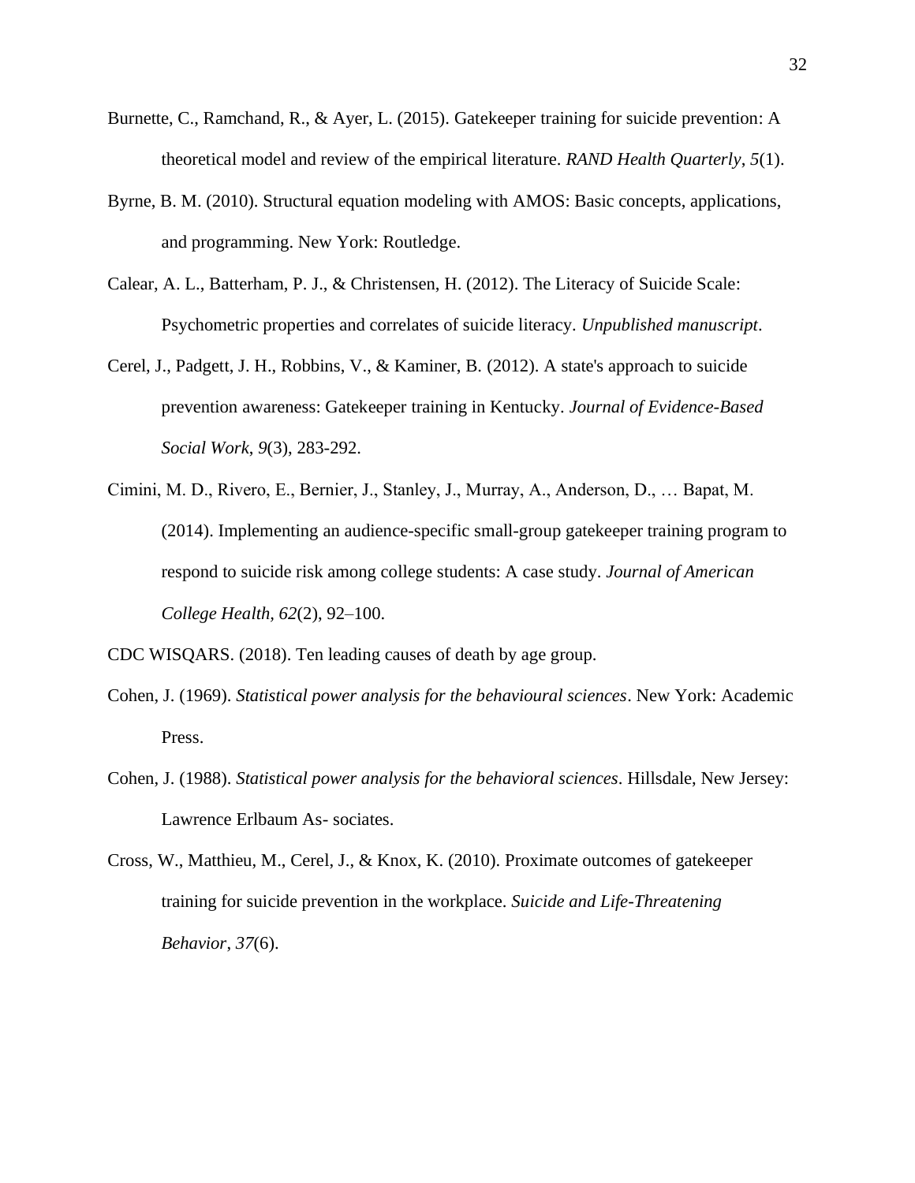Burnette, C., Ramchand, R., & Ayer, L. (2015). Gatekeeper training for suicide prevention: A theoretical model and review of the empirical literature. *RAND Health Quarterly*, *5*(1).

Byrne, B. M. (2010). Structural equation modeling with AMOS: Basic concepts, applications, and programming. New York: Routledge.

Calear, A. L., Batterham, P. J., & Christensen, H. (2012). The Literacy of Suicide Scale: Psychometric properties and correlates of suicide literacy. *Unpublished manuscript*.

Cerel, J., Padgett, J. H., Robbins, V., & Kaminer, B. (2012). A state's approach to suicide prevention awareness: Gatekeeper training in Kentucky. *Journal of Evidence-Based Social Work*, *9*(3), 283-292.

Cimini, M. D., Rivero, E., Bernier, J., Stanley, J., Murray, A., Anderson, D., … Bapat, M. (2014). Implementing an audience-specific small-group gatekeeper training program to respond to suicide risk among college students: A case study. *Journal of American College Health, 62*(2), 92–100.

CDC WISQARS. (2018). Ten leading causes of death by age group.

Cohen, J. (1969). *Statistical power analysis for the behavioural sciences*. New York: Academic Press.

Cohen, J. (1988). *Statistical power analysis for the behavioral sciences*. Hillsdale, New Jersey: Lawrence Erlbaum As- sociates.

Cross, W., Matthieu, M., Cerel, J., & Knox, K. (2010). Proximate outcomes of gatekeeper training for suicide prevention in the workplace. *Suicide and Life-Threatening Behavior*, *37*(6).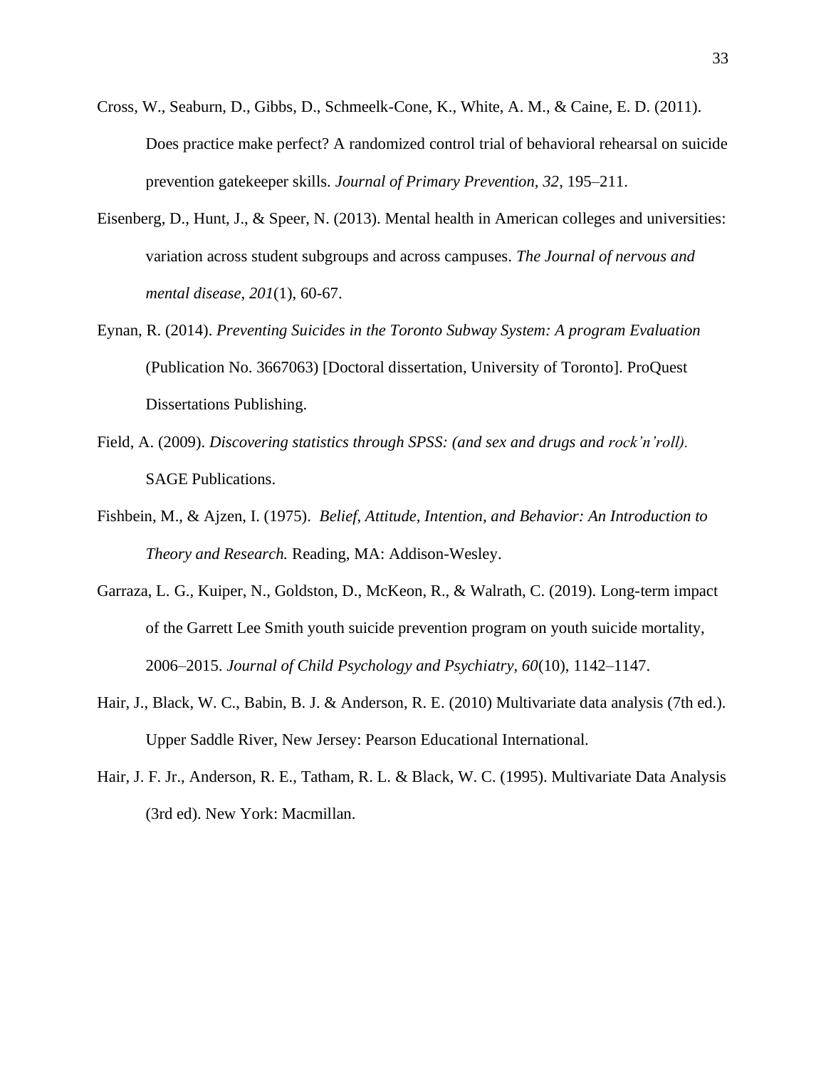Cross, W., Seaburn, D., Gibbs, D., Schmeelk-Cone, K., White, A. M., & Caine, E. D. (2011). Does practice make perfect? A randomized control trial of behavioral rehearsal on suicide prevention gatekeeper skills. *Journal of Primary Prevention, 32*, 195–211.

Eisenberg, D., Hunt, J., & Speer, N. (2013). Mental health in American colleges and universities: variation across student subgroups and across campuses. *The Journal of nervous and mental disease*, *201*(1), 60-67.

Eynan, R. (2014). *Preventing Suicides in the Toronto Subway System: A program Evaluation* (Publication No. 3667063) [Doctoral dissertation, University of Toronto]. ProQuest Dissertations Publishing.

Field, A. (2009). *Discovering statistics through SPSS: (and sex and drugs and rock'n'roll).* SAGE Publications.

Fishbein, M., & Ajzen, I. (1975). *Belief, Attitude, Intention, and Behavior: An Introduction to Theory and Research.* Reading, MA: Addison-Wesley.

Garraza, L. G., Kuiper, N., Goldston, D., McKeon, R., & Walrath, C. (2019). Long-term impact of the Garrett Lee Smith youth suicide prevention program on youth suicide mortality, 2006–2015. *Journal of Child Psychology and Psychiatry, 60*(10), 1142–1147.

Hair, J., Black, W. C., Babin, B. J. & Anderson, R. E. (2010) Multivariate data analysis (7th ed.). Upper Saddle River, New Jersey: Pearson Educational International.

Hair, J. F. Jr., Anderson, R. E., Tatham, R. L. & Black, W. C. (1995). Multivariate Data Analysis (3rd ed). New York: Macmillan.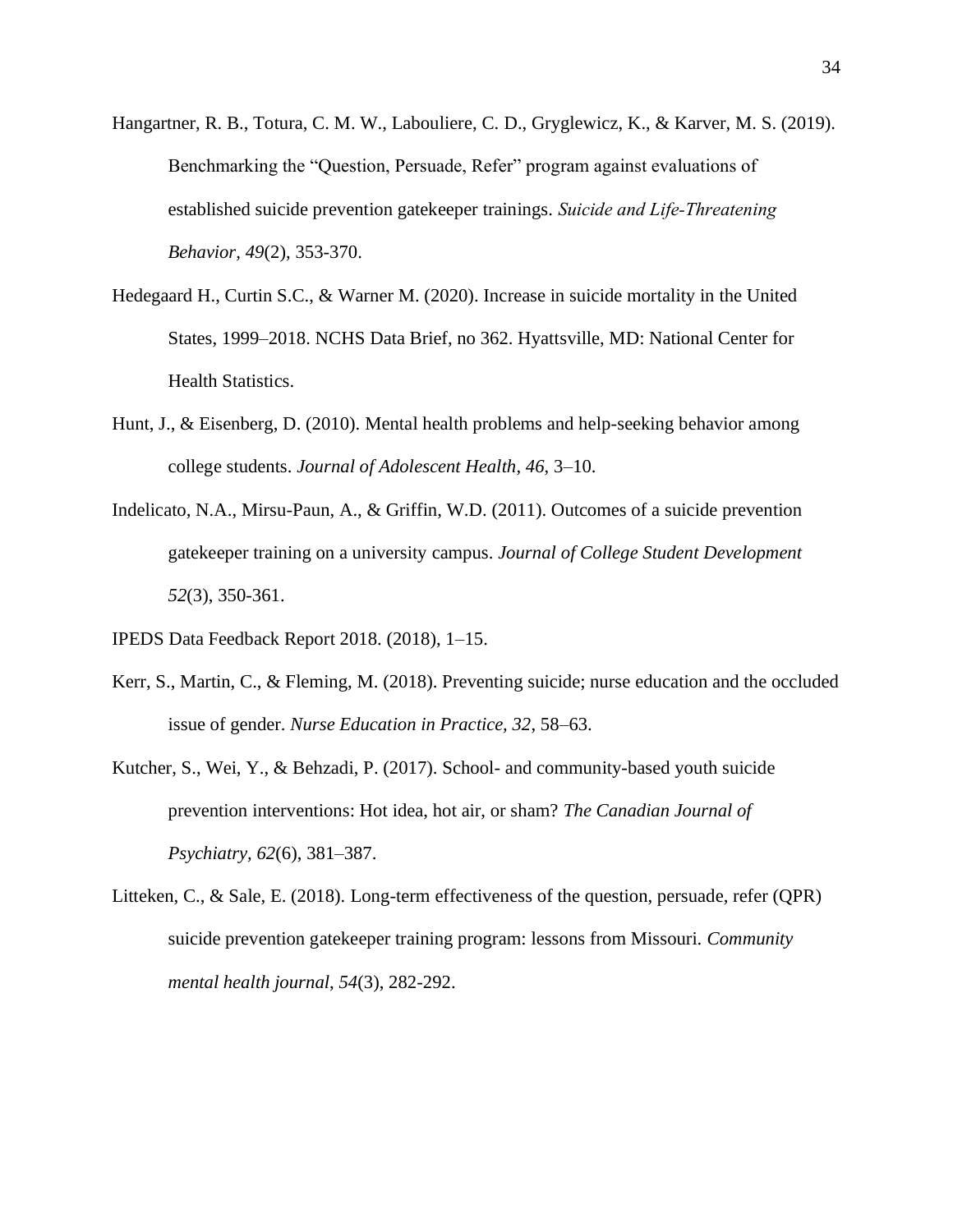Hangartner, R. B., Totura, C. M. W., Labouliere, C. D., Gryglewicz, K., & Karver, M. S. (2019). Benchmarking the "Question, Persuade, Refer" program against evaluations of established suicide prevention gatekeeper trainings. *Suicide and Life-Threatening Behavior, 49*(2), 353-370.

Hedegaard H., Curtin S.C., & Warner M. (2020). Increase in suicide mortality in the United States, 1999–2018. NCHS Data Brief, no 362. Hyattsville, MD: National Center for Health Statistics.

Hunt, J., & Eisenberg, D. (2010). Mental health problems and help-seeking behavior among college students. *Journal of Adolescent Health*, *46*, 3–10.

Indelicato, N.A., Mirsu-Paun, A., & Griffin, W.D. (2011). Outcomes of a suicide prevention gatekeeper training on a university campus. *Journal of College Student Development 52*(3), 350-361.

IPEDS Data Feedback Report 2018. (2018), 1–15.

Kerr, S., Martin, C., & Fleming, M. (2018). Preventing suicide; nurse education and the occluded issue of gender. *Nurse Education in Practice*, *32*, 58–63.

Kutcher, S., Wei, Y., & Behzadi, P. (2017). School- and community-based youth suicide prevention interventions: Hot idea, hot air, or sham? *The Canadian Journal of Psychiatry*, *62*(6), 381–387.

Litteken, C., & Sale, E. (2018). Long-term effectiveness of the question, persuade, refer (QPR) suicide prevention gatekeeper training program: lessons from Missouri. *Community mental health journal*, *54*(3), 282-292.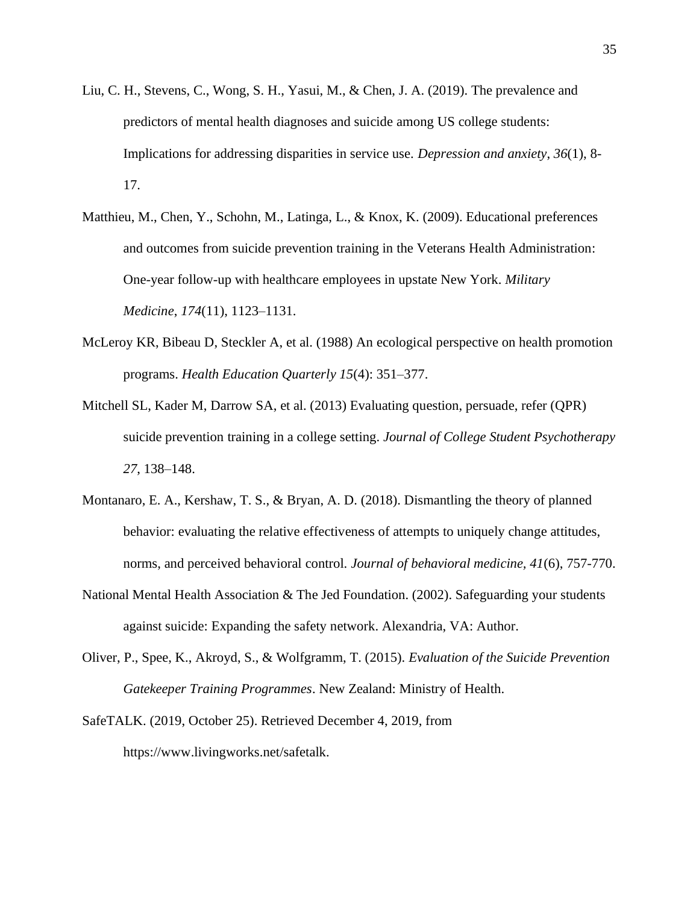Liu, C. H., Stevens, C., Wong, S. H., Yasui, M., & Chen, J. A. (2019). The prevalence and predictors of mental health diagnoses and suicide among US college students: Implications for addressing disparities in service use. *Depression and anxiety*, *36*(1), 8-17.

Matthieu, M., Chen, Y., Schohn, M., Latinga, L., & Knox, K. (2009). Educational preferences and outcomes from suicide prevention training in the Veterans Health Administration: One-year follow-up with healthcare employees in upstate New York. *Military Medicine*, *174*(11), 1123–1131.

McLeroy KR, Bibeau D, Steckler A, et al. (1988) An ecological perspective on health promotion programs. *Health Education Quarterly 15*(4): 351–377.

Mitchell SL, Kader M, Darrow SA, et al. (2013) Evaluating question, persuade, refer (QPR) suicide prevention training in a college setting. *Journal of College Student Psychotherapy 27*, 138–148.

Montanaro, E. A., Kershaw, T. S., & Bryan, A. D. (2018). Dismantling the theory of planned behavior: evaluating the relative effectiveness of attempts to uniquely change attitudes, norms, and perceived behavioral control. *Journal of behavioral medicine*, *41*(6), 757-770.

National Mental Health Association & The Jed Foundation. (2002). Safeguarding your students against suicide: Expanding the safety network. Alexandria, VA: Author.

Oliver, P., Spee, K., Akroyd, S., & Wolfgramm, T. (2015). *Evaluation of the Suicide Prevention Gatekeeper Training Programmes*. New Zealand: Ministry of Health.

SafeTALK. (2019, October 25). Retrieved December 4, 2019, from https://www.livingworks.net/safetalk.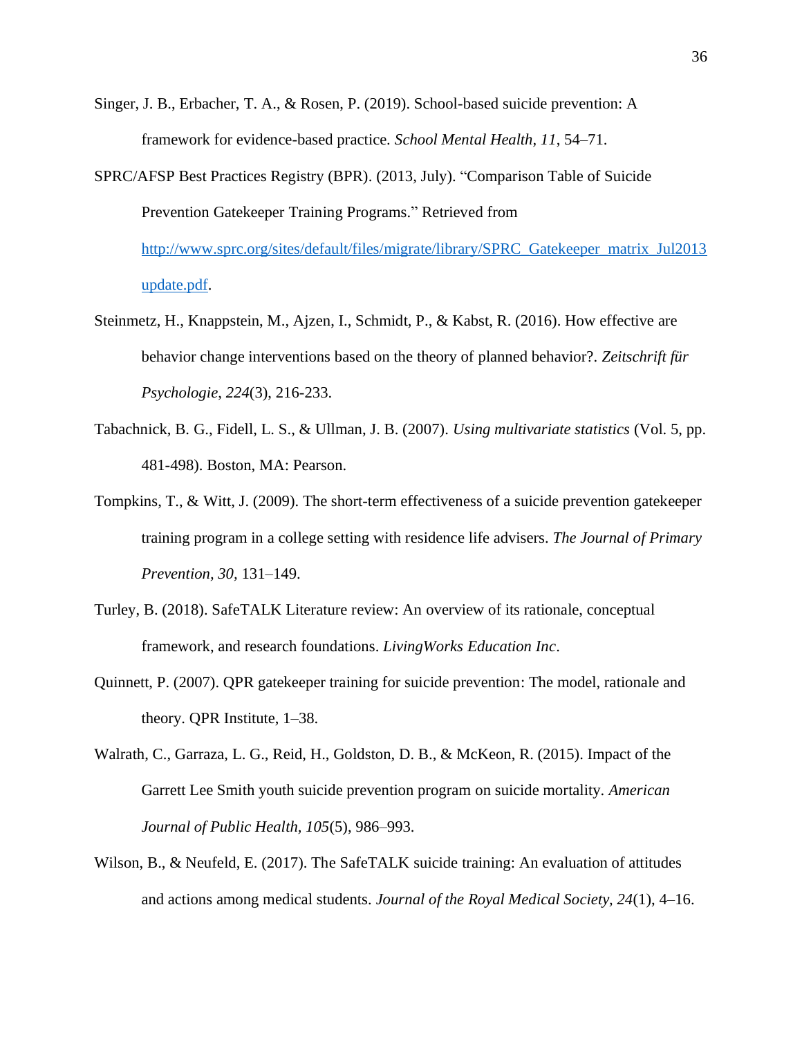Singer, J. B., Erbacher, T. A., & Rosen, P. (2019). School-based suicide prevention: A framework for evidence-based practice. *School Mental Health, 11,* 54–71.

SPRC/AFSP Best Practices Registry (BPR). (2013, July). "Comparison Table of Suicide Prevention Gatekeeper Training Programs." Retrieved from [http://www.sprc.org/sites/default/files/migrate/library/SPRC_Gatekeeper_matrix_Jul2013update.pdf](http://www.sprc.org/sites/default/files/migrate/library/SPRC_Gatekeeper_matrix_Jul2013update.pdf).

Steinmetz, H., Knappstein, M., Ajzen, I., Schmidt, P., & Kabst, R. (2016). How effective are behavior change interventions based on the theory of planned behavior?. *Zeitschrift für Psychologie*, *224*(3), 216-233.

Tabachnick, B. G., Fidell, L. S., & Ullman, J. B. (2007). *Using multivariate statistics* (Vol. 5, pp. 481-498). Boston, MA: Pearson.

Tompkins, T., & Witt, J. (2009). The short-term effectiveness of a suicide prevention gatekeeper training program in a college setting with residence life advisers. *The Journal of Primary Prevention, 30,* 131–149.

Turley, B. (2018). SafeTALK Literature review: An overview of its rationale, conceptual framework, and research foundations. *LivingWorks Education Inc*.

Quinnett, P. (2007). QPR gatekeeper training for suicide prevention: The model, rationale and theory. QPR Institute, 1–38.

Walrath, C., Garraza, L. G., Reid, H., Goldston, D. B., & McKeon, R. (2015). Impact of the Garrett Lee Smith youth suicide prevention program on suicide mortality. *American Journal of Public Health, 105*(5), 986–993.

Wilson, B., & Neufeld, E. (2017). The SafeTALK suicide training: An evaluation of attitudes and actions among medical students. *Journal of the Royal Medical Society, 24*(1), 4–16.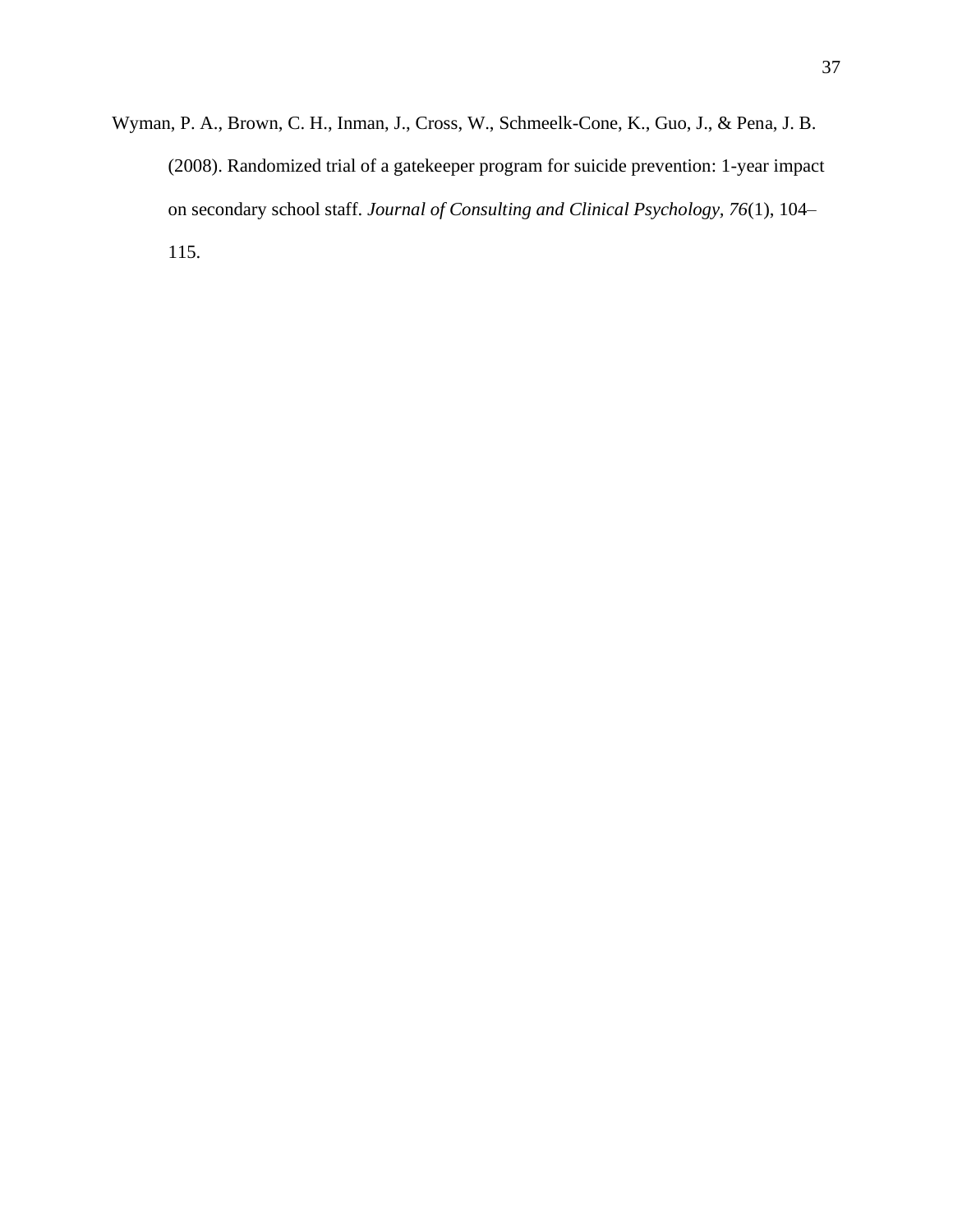Wyman, P. A., Brown, C. H., Inman, J., Cross, W., Schmeelk-Cone, K., Guo, J., & Pena, J. B. (2008). Randomized trial of a gatekeeper program for suicide prevention: 1-year impact on secondary school staff. *Journal of Consulting and Clinical Psychology, 76*(1), 104–115.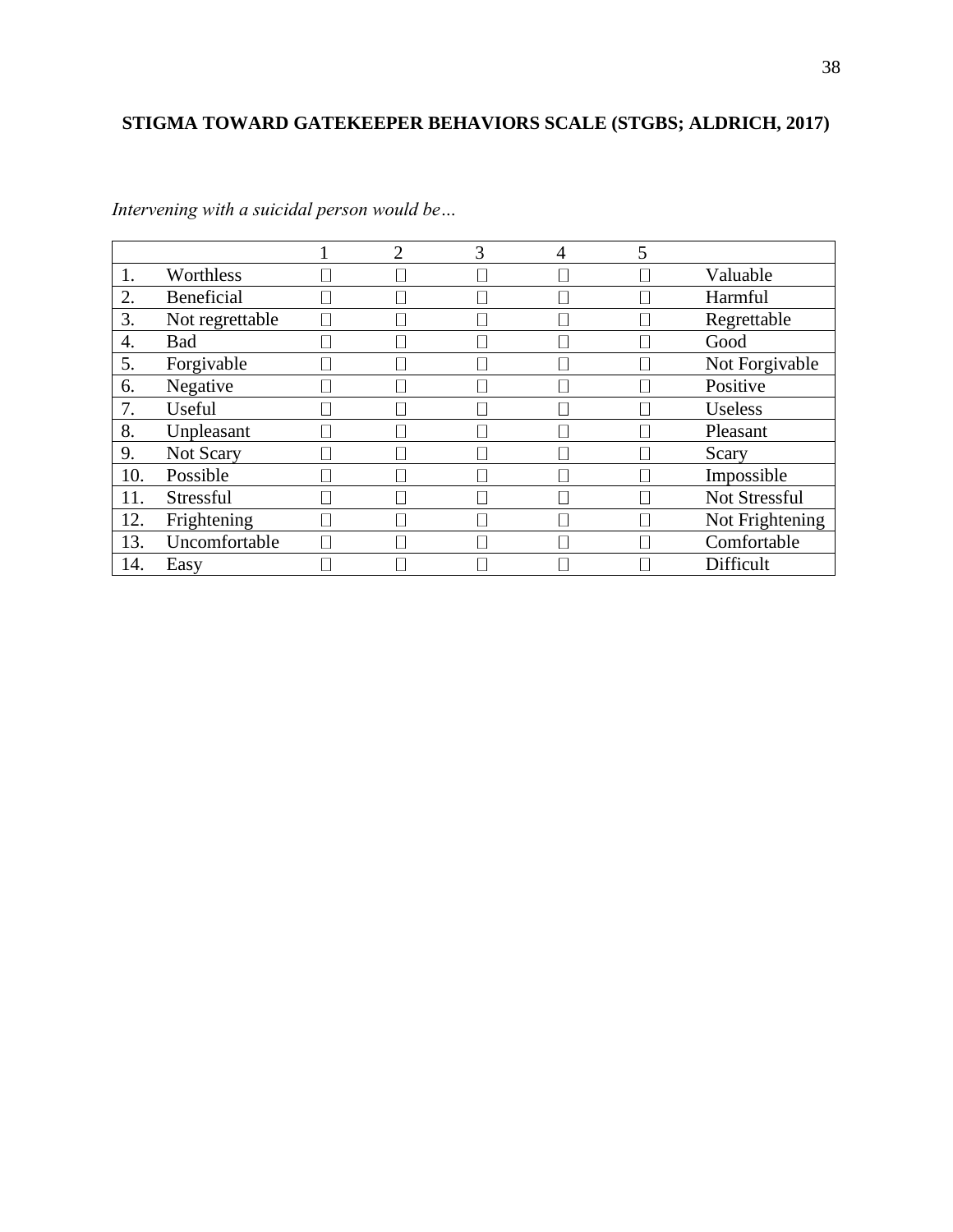**STIGMA TOWARD GATEKEEPER BEHAVIORS SCALE (STGBS; ALDRICH, 2017)**

*Intervening with a suicidal person would be…*

| | | 1 | 2 | 3 | 4 | 5 | |
|---|---|---|---|---|---|---|---|
| 1. | Worthless | ☐ | ☐ | ☐ | ☐ | ☐ | Valuable |
| 2. | Beneficial | ☐ | ☐ | ☐ | ☐ | ☐ | Harmful |
| 3. | Not regrettable | ☐ | ☐ | ☐ | ☐ | ☐ | Regrettable |
| 4. | Bad | ☐ | ☐ | ☐ | ☐ | ☐ | Good |
| 5. | Forgivable | ☐ | ☐ | ☐ | ☐ | ☐ | Not Forgivable |
| 6. | Negative | ☐ | ☐ | ☐ | ☐ | ☐ | Positive |
| 7. | Useful | ☐ | ☐ | ☐ | ☐ | ☐ | Useless |
| 8. | Unpleasant | ☐ | ☐ | ☐ | ☐ | ☐ | Pleasant |
| 9. | Not Scary | ☐ | ☐ | ☐ | ☐ | ☐ | Scary |
| 10. | Possible | ☐ | ☐ | ☐ | ☐ | ☐ | Impossible |
| 11. | Stressful | ☐ | ☐ | ☐ | ☐ | ☐ | Not Stressful |
| 12. | Frightening | ☐ | ☐ | ☐ | ☐ | ☐ | Not Frightening |
| 13. | Uncomfortable | ☐ | ☐ | ☐ | ☐ | ☐ | Comfortable |
| 14. | Easy | ☐ | ☐ | ☐ | ☐ | ☐ | Difficult |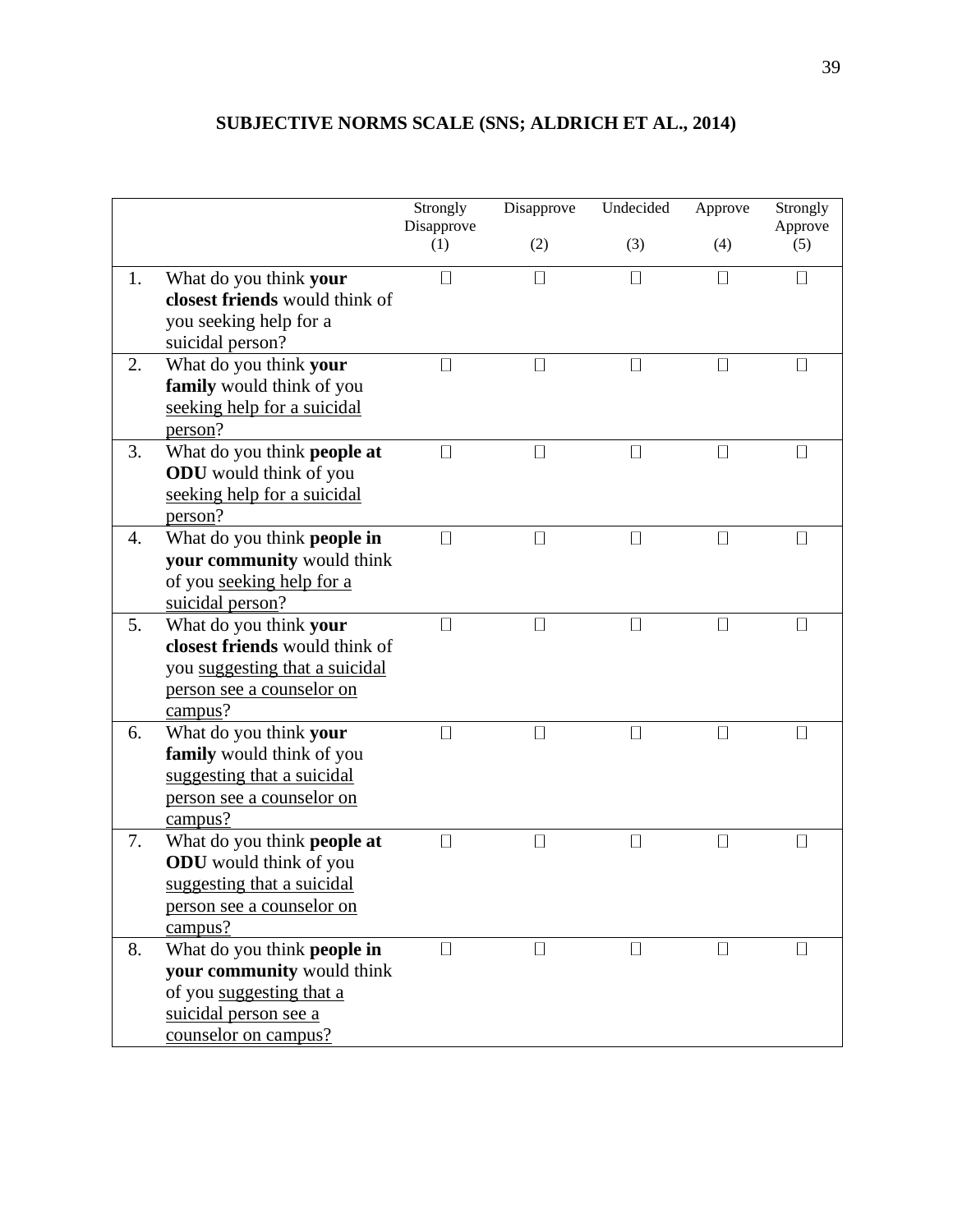# SUBJECTIVE NORMS SCALE (SNS; ALDRICH ET AL., 2014)

| | | Strongly Disapprove (1) | Disapprove (2) | Undecided (3) | Approve (4) | Strongly Approve (5) |
|---|---|---|---|---|---|---|
| 1. | What do you think **your closest friends** would think of you seeking help for a suicidal person? | ☐ | ☐ | ☐ | ☐ | ☐ |
| 2. | What do you think **your family** would think of you <u>seeking help for a suicidal person</u>? | ☐ | ☐ | ☐ | ☐ | ☐ |
| 3. | What do you think **people at ODU** would think of you <u>seeking help for a suicidal person</u>? | ☐ | ☐ | ☐ | ☐ | ☐ |
| 4. | What do you think **people in your community** would think of you <u>seeking help for a suicidal person</u>? | ☐ | ☐ | ☐ | ☐ | ☐ |
| 5. | What do you think **your closest friends** would think of you <u>suggesting that a suicidal person see a counselor on campus</u>? | ☐ | ☐ | ☐ | ☐ | ☐ |
| 6. | What do you think **your family** would think of you <u>suggesting that a suicidal person see a counselor on campus?</u> | ☐ | ☐ | ☐ | ☐ | ☐ |
| 7. | What do you think **people at ODU** would think of you <u>suggesting that a suicidal person see a counselor on campus?</u> | ☐ | ☐ | ☐ | ☐ | ☐ |
| 8. | What do you think **people in your community** would think of you <u>suggesting that a suicidal person see a counselor on campus?</u> | ☐ | ☐ | ☐ | ☐ | ☐ |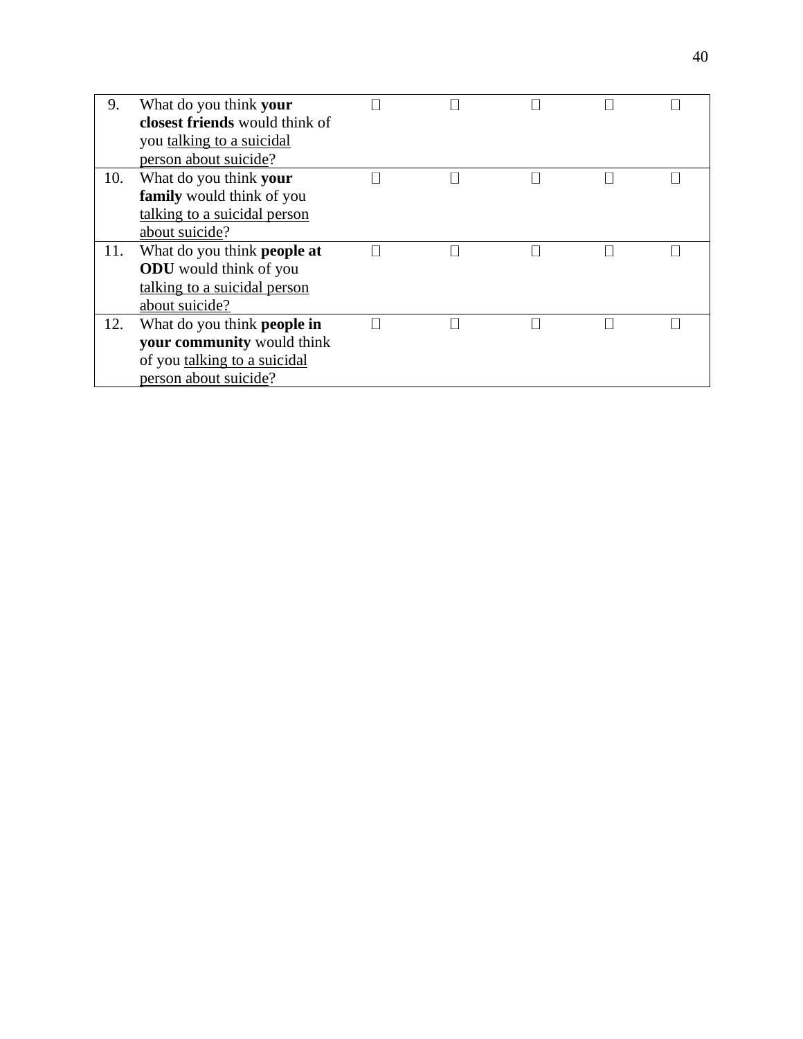| | | | | | | |
|---|---|---|---|---|---|---|
| 9. | What do you think **your closest friends** would think of you <u>talking to a suicidal person about suicide</u>? | ☐ | ☐ | ☐ | ☐ | ☐ |
| 10. | What do you think **your family** would think of you <u>talking to a suicidal person about suicide</u>? | ☐ | ☐ | ☐ | ☐ | ☐ |
| 11. | What do you think **people at ODU** would think of you <u>talking to a suicidal person about suicide?</u> | ☐ | ☐ | ☐ | ☐ | ☐ |
| 12. | What do you think **people in your community** would think of you <u>talking to a suicidal person about suicide</u>? | ☐ | ☐ | ☐ | ☐ | ☐ |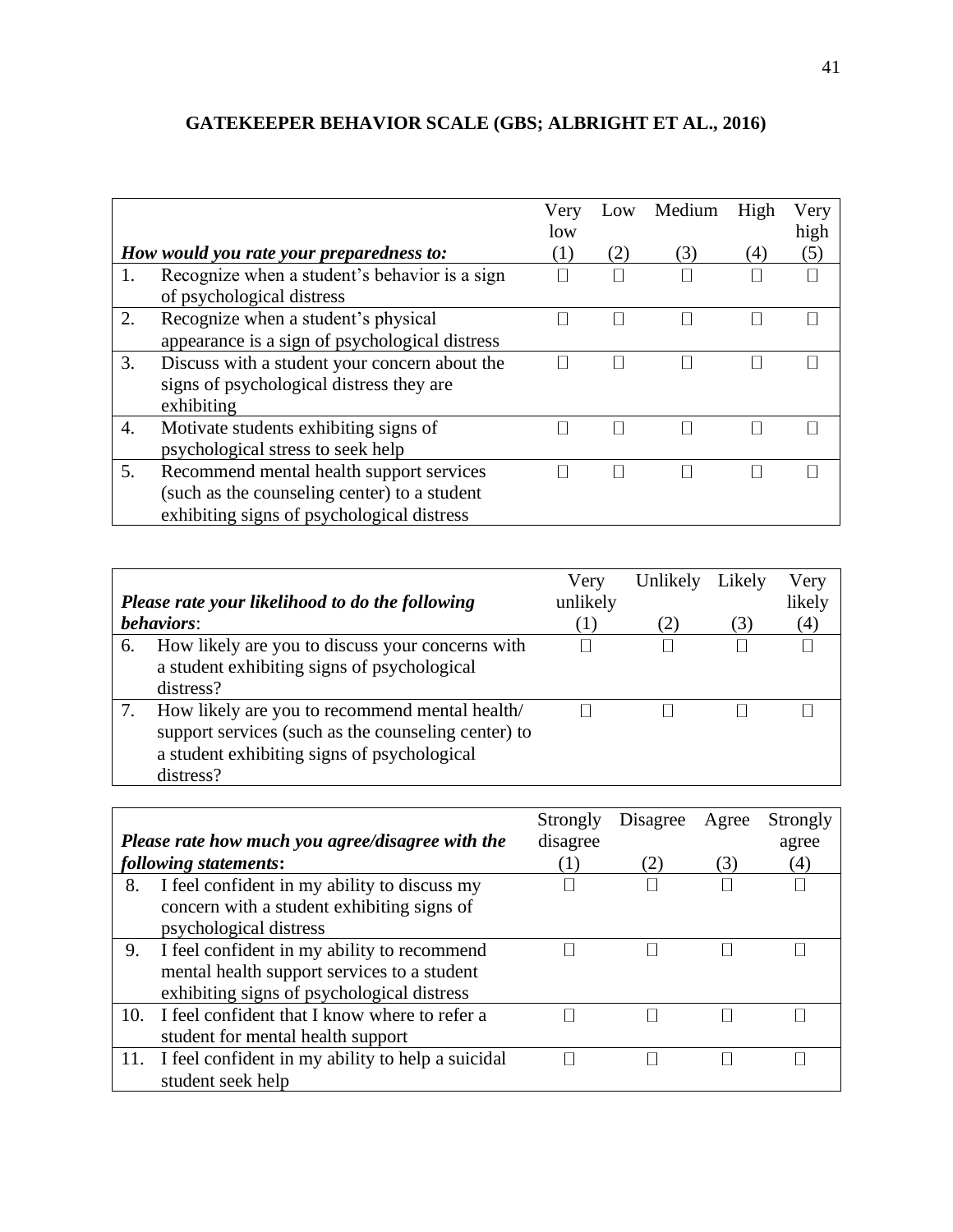# GATEKEEPER BEHAVIOR SCALE (GBS; ALBRIGHT ET AL., 2016)

| *How would you rate your preparedness to:* | Very low (1) | Low (2) | Medium (3) | High (4) | Very high (5) |
|---|---|---|---|---|---|
| 1. Recognize when a student's behavior is a sign of psychological distress | ☐ | ☐ | ☐ | ☐ | ☐ |
| 2. Recognize when a student's physical appearance is a sign of psychological distress | ☐ | ☐ | ☐ | ☐ | ☐ |
| 3. Discuss with a student your concern about the signs of psychological distress they are exhibiting | ☐ | ☐ | ☐ | ☐ | ☐ |
| 4. Motivate students exhibiting signs of psychological stress to seek help | ☐ | ☐ | ☐ | ☐ | ☐ |
| 5. Recommend mental health support services (such as the counseling center) to a student exhibiting signs of psychological distress | ☐ | ☐ | ☐ | ☐ | ☐ |

| *Please rate your likelihood to do the following behaviors*: | Very unlikely (1) | Unlikely (2) | Likely (3) | Very likely (4) |
|---|---|---|---|---|
| 6. How likely are you to discuss your concerns with a student exhibiting signs of psychological distress? | ☐ | ☐ | ☐ | ☐ |
| 7. How likely are you to recommend mental health/ support services (such as the counseling center) to a student exhibiting signs of psychological distress? | ☐ | ☐ | ☐ | ☐ |

| *Please rate how much you agree/disagree with the following statements***:** | Strongly disagree (1) | Disagree (2) | Agree (3) | Strongly agree (4) |
|---|---|---|---|---|
| 8. I feel confident in my ability to discuss my concern with a student exhibiting signs of psychological distress | ☐ | ☐ | ☐ | ☐ |
| 9. I feel confident in my ability to recommend mental health support services to a student exhibiting signs of psychological distress | ☐ | ☐ | ☐ | ☐ |
| 10. I feel confident that I know where to refer a student for mental health support | ☐ | ☐ | ☐ | ☐ |
| 11. I feel confident in my ability to help a suicidal student seek help | ☐ | ☐ | ☐ | ☐ |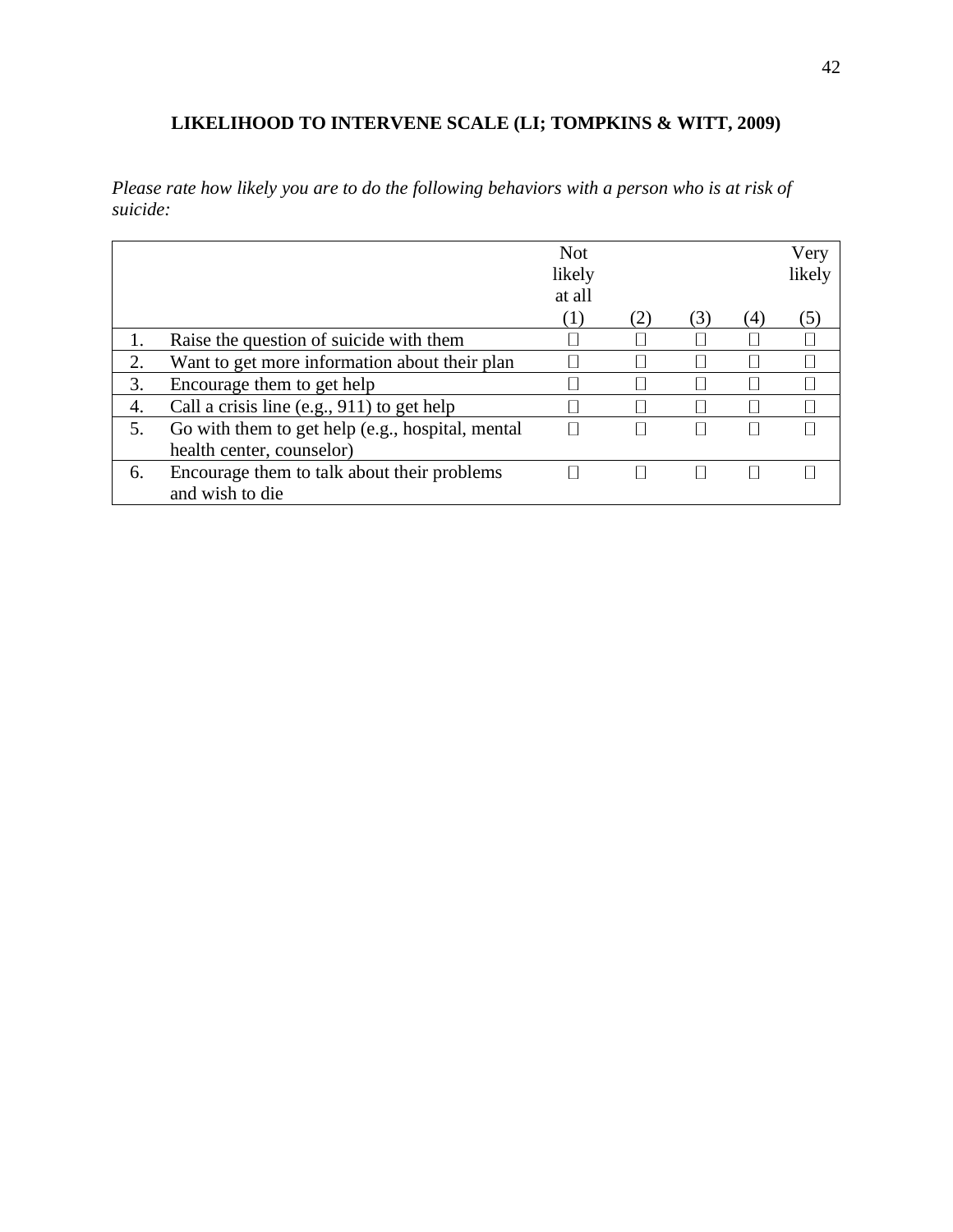## LIKELIHOOD TO INTERVENE SCALE (LI; TOMPKINS & WITT, 2009)

*Please rate how likely you are to do the following behaviors with a person who is at risk of suicide:*

| | | Not likely at all (1) | (2) | (3) | (4) | Very likely (5) |
|---|---|---|---|---|---|---|
| 1. | Raise the question of suicide with them | ☐ | ☐ | ☐ | ☐ | ☐ |
| 2. | Want to get more information about their plan | ☐ | ☐ | ☐ | ☐ | ☐ |
| 3. | Encourage them to get help | ☐ | ☐ | ☐ | ☐ | ☐ |
| 4. | Call a crisis line (e.g., 911) to get help | ☐ | ☐ | ☐ | ☐ | ☐ |
| 5. | Go with them to get help (e.g., hospital, mental health center, counselor) | ☐ | ☐ | ☐ | ☐ | ☐ |
| 6. | Encourage them to talk about their problems and wish to die | ☐ | ☐ | ☐ | ☐ | ☐ |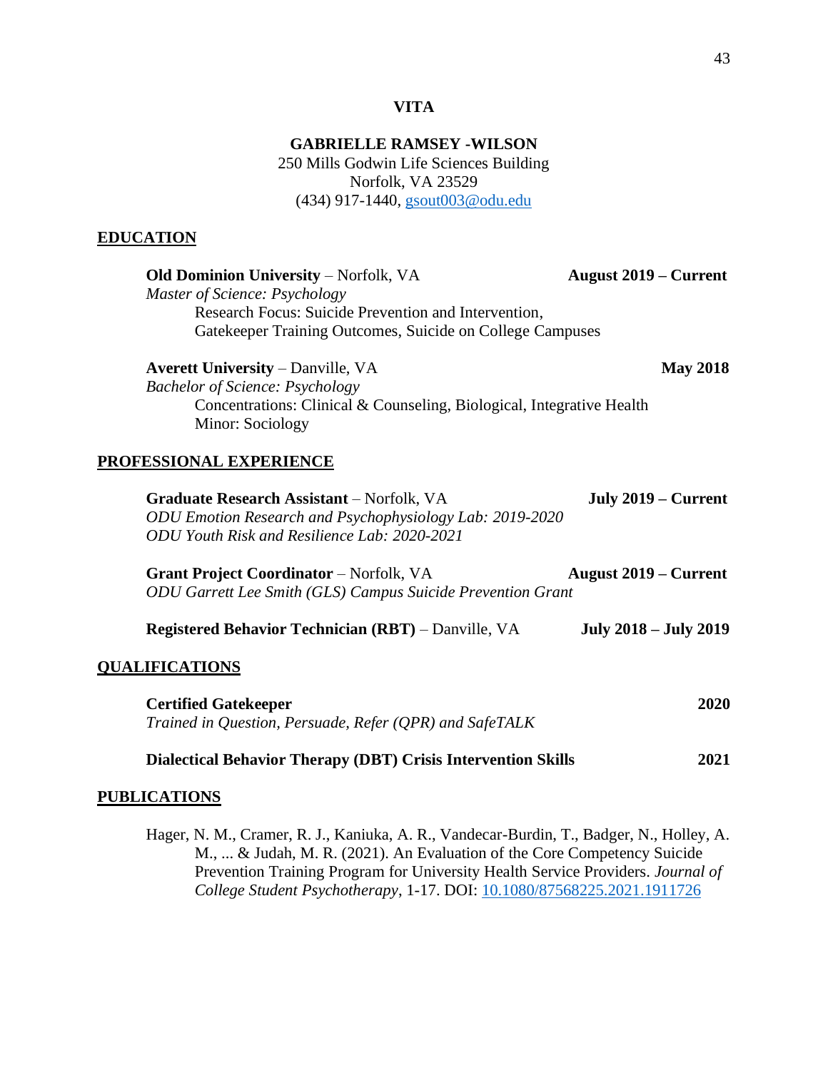# VITA

## GABRIELLE RAMSEY -WILSON

250 Mills Godwin Life Sciences Building
Norfolk, VA 23529
(434) 917-1440, gsout003@odu.edu

### EDUCATION

**Old Dominion University** – Norfolk, VA **August 2019 – Current**
*Master of Science: Psychology*
Research Focus: Suicide Prevention and Intervention, Gatekeeper Training Outcomes, Suicide on College Campuses

**Averett University** – Danville, VA **May 2018**
*Bachelor of Science: Psychology*
Concentrations: Clinical & Counseling, Biological, Integrative Health
Minor: Sociology

### PROFESSIONAL EXPERIENCE

**Graduate Research Assistant** – Norfolk, VA **July 2019 – Current**
*ODU Emotion Research and Psychophysiology Lab: 2019-2020*
*ODU Youth Risk and Resilience Lab: 2020-2021*

**Grant Project Coordinator** – Norfolk, VA **August 2019 – Current**
*ODU Garrett Lee Smith (GLS) Campus Suicide Prevention Grant*

**Registered Behavior Technician (RBT)** – Danville, VA **July 2018 – July 2019**

### QUALIFICATIONS

**Certified Gatekeeper** **2020**
*Trained in Question, Persuade, Refer (QPR) and SafeTALK*

**Dialectical Behavior Therapy (DBT) Crisis Intervention Skills** **2021**

### PUBLICATIONS

Hager, N. M., Cramer, R. J., Kaniuka, A. R., Vandecar-Burdin, T., Badger, N., Holley, A. M., ... & Judah, M. R. (2021). An Evaluation of the Core Competency Suicide Prevention Training Program for University Health Service Providers. *Journal of College Student Psychotherapy*, 1-17. DOI: 10.1080/87568225.2021.1911726